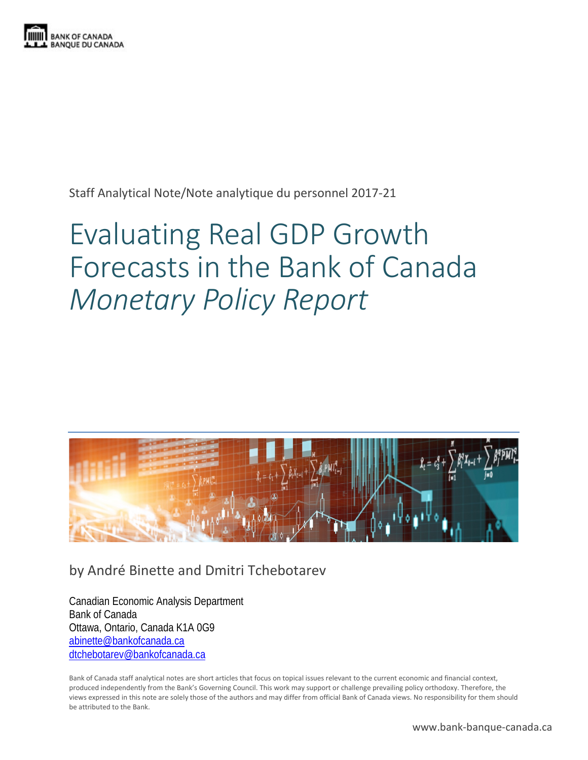BANK OF CANADA
BANQUE DU CANADA

Staff Analytical Note/Note analytique du personnel 2017-21

# Evaluating Real GDP Growth Forecasts in the Bank of Canada *Monetary Policy Report*

by André Binette and Dmitri Tchebotarev

Canadian Economic Analysis Department
Bank of Canada
Ottawa, Ontario, Canada K1A 0G9
abinette@bankofcanada.ca
dtchebotarev@bankofcanada.ca

Bank of Canada staff analytical notes are short articles that focus on topical issues relevant to the current economic and financial context, produced independently from the Bank's Governing Council. This work may support or challenge prevailing policy orthodoxy. Therefore, the views expressed in this note are solely those of the authors and may differ from official Bank of Canada views. No responsibility for them should be attributed to the Bank.

www.bank-banque-canada.ca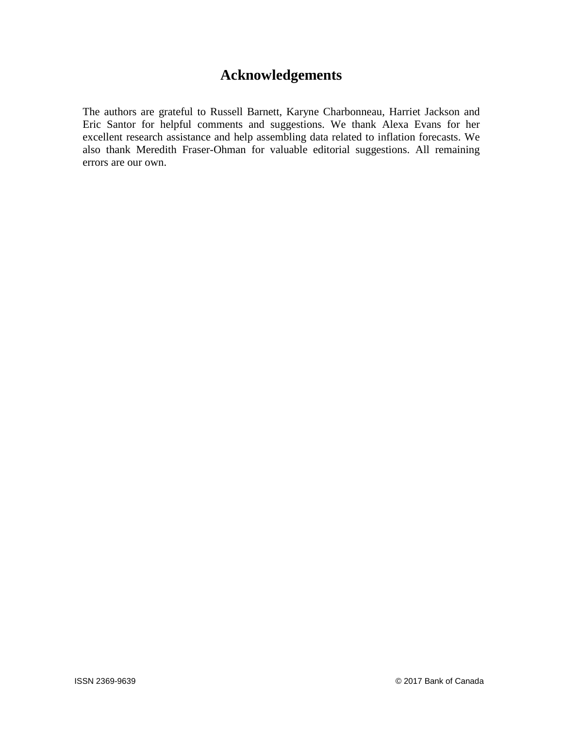# Acknowledgements

The authors are grateful to Russell Barnett, Karyne Charbonneau, Harriet Jackson and Eric Santor for helpful comments and suggestions. We thank Alexa Evans for her excellent research assistance and help assembling data related to inflation forecasts. We also thank Meredith Fraser-Ohman for valuable editorial suggestions. All remaining errors are our own.

ISSN 2369-9639 © 2017 Bank of Canada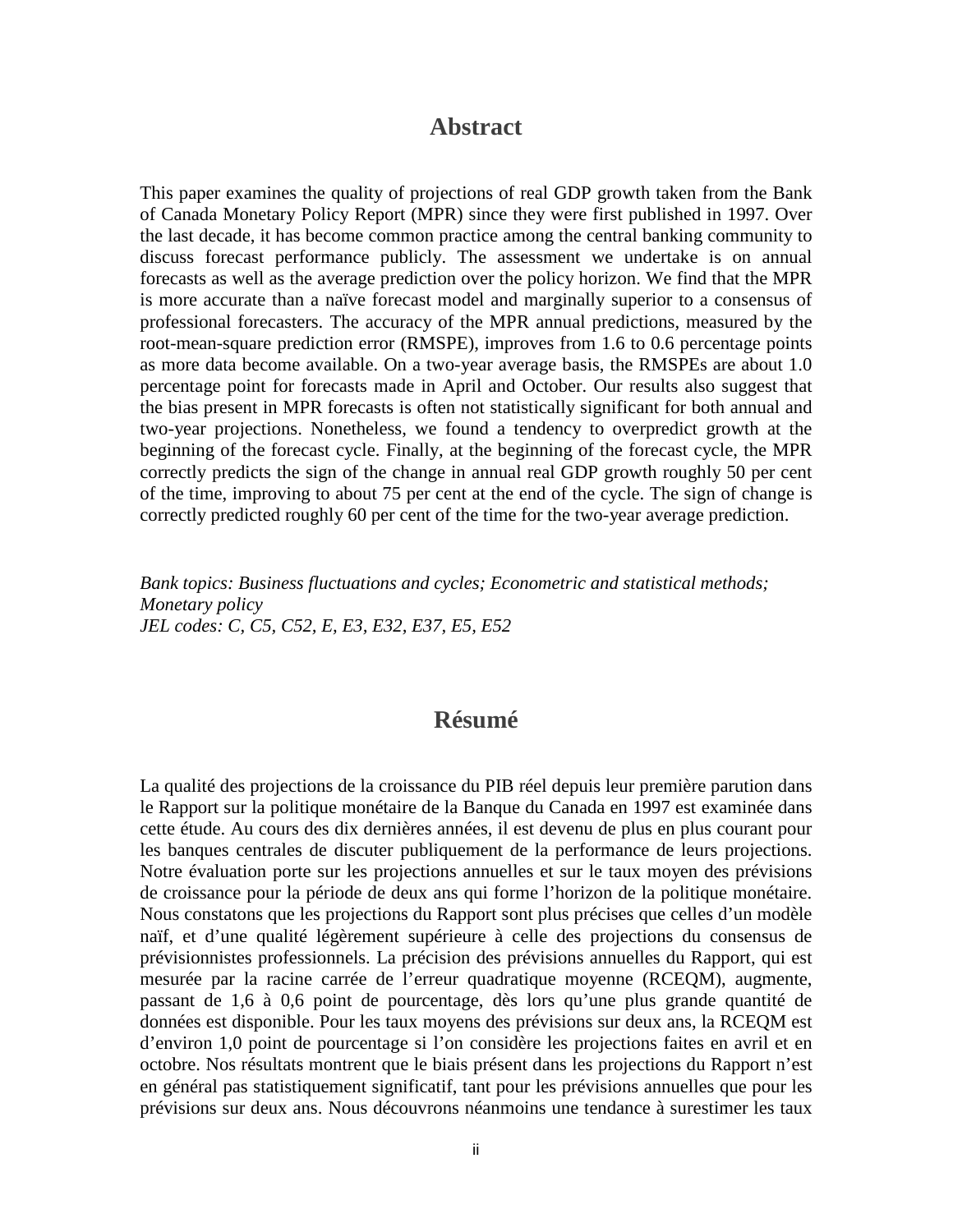# Abstract

This paper examines the quality of projections of real GDP growth taken from the Bank of Canada Monetary Policy Report (MPR) since they were first published in 1997. Over the last decade, it has become common practice among the central banking community to discuss forecast performance publicly. The assessment we undertake is on annual forecasts as well as the average prediction over the policy horizon. We find that the MPR is more accurate than a naïve forecast model and marginally superior to a consensus of professional forecasters. The accuracy of the MPR annual predictions, measured by the root-mean-square prediction error (RMSPE), improves from 1.6 to 0.6 percentage points as more data become available. On a two-year average basis, the RMSPEs are about 1.0 percentage point for forecasts made in April and October. Our results also suggest that the bias present in MPR forecasts is often not statistically significant for both annual and two-year projections. Nonetheless, we found a tendency to overpredict growth at the beginning of the forecast cycle. Finally, at the beginning of the forecast cycle, the MPR correctly predicts the sign of the change in annual real GDP growth roughly 50 per cent of the time, improving to about 75 per cent at the end of the cycle. The sign of change is correctly predicted roughly 60 per cent of the time for the two-year average prediction.

*Bank topics: Business fluctuations and cycles; Econometric and statistical methods; Monetary policy*
*JEL codes: C, C5, C52, E, E3, E32, E37, E5, E52*

# Résumé

La qualité des projections de la croissance du PIB réel depuis leur première parution dans le Rapport sur la politique monétaire de la Banque du Canada en 1997 est examinée dans cette étude. Au cours des dix dernières années, il est devenu de plus en plus courant pour les banques centrales de discuter publiquement de la performance de leurs projections. Notre évaluation porte sur les projections annuelles et sur le taux moyen des prévisions de croissance pour la période de deux ans qui forme l'horizon de la politique monétaire. Nous constatons que les projections du Rapport sont plus précises que celles d'un modèle naïf, et d'une qualité légèrement supérieure à celle des projections du consensus de prévisionnistes professionnels. La précision des prévisions annuelles du Rapport, qui est mesurée par la racine carrée de l'erreur quadratique moyenne (RCEQM), augmente, passant de 1,6 à 0,6 point de pourcentage, dès lors qu'une plus grande quantité de données est disponible. Pour les taux moyens des prévisions sur deux ans, la RCEQM est d'environ 1,0 point de pourcentage si l'on considère les projections faites en avril et en octobre. Nos résultats montrent que le biais présent dans les projections du Rapport n'est en général pas statistiquement significatif, tant pour les prévisions annuelles que pour les prévisions sur deux ans. Nous découvrons néanmoins une tendance à surestimer les taux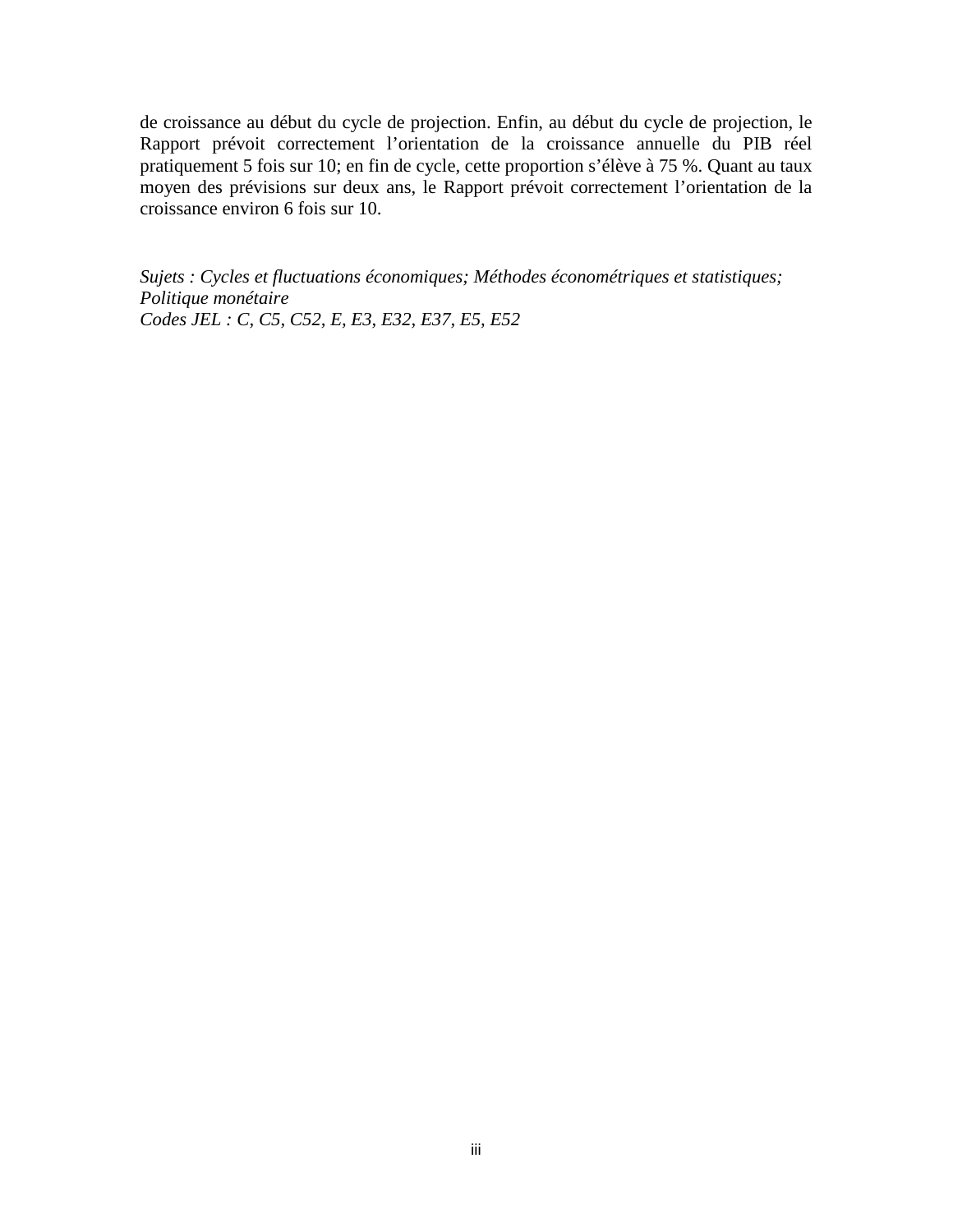de croissance au début du cycle de projection. Enfin, au début du cycle de projection, le Rapport prévoit correctement l'orientation de la croissance annuelle du PIB réel pratiquement 5 fois sur 10; en fin de cycle, cette proportion s'élève à 75 %. Quant au taux moyen des prévisions sur deux ans, le Rapport prévoit correctement l'orientation de la croissance environ 6 fois sur 10.

*Sujets : Cycles et fluctuations économiques; Méthodes économétriques et statistiques; Politique monétaire*
*Codes JEL : C, C5, C52, E, E3, E32, E37, E5, E52*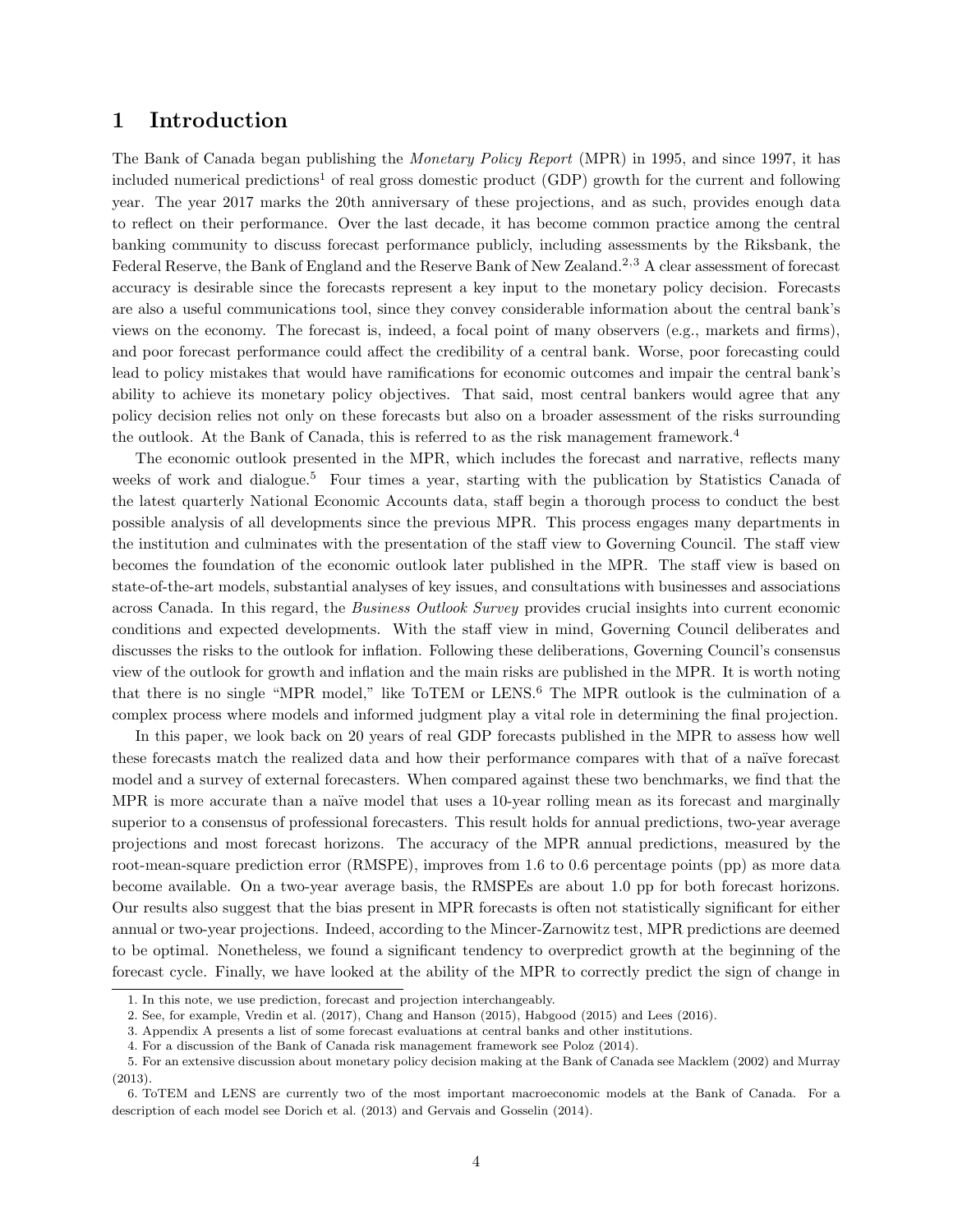# 1 Introduction

The Bank of Canada began publishing the *Monetary Policy Report* (MPR) in 1995, and since 1997, it has included numerical predictions[1] of real gross domestic product (GDP) growth for the current and following year. The year 2017 marks the 20th anniversary of these projections, and as such, provides enough data to reflect on their performance. Over the last decade, it has become common practice among the central banking community to discuss forecast performance publicly, including assessments by the Riksbank, the Federal Reserve, the Bank of England and the Reserve Bank of New Zealand.[2,3] A clear assessment of forecast accuracy is desirable since the forecasts represent a key input to the monetary policy decision. Forecasts are also a useful communications tool, since they convey considerable information about the central bank's views on the economy. The forecast is, indeed, a focal point of many observers (e.g., markets and firms), and poor forecast performance could affect the credibility of a central bank. Worse, poor forecasting could lead to policy mistakes that would have ramifications for economic outcomes and impair the central bank's ability to achieve its monetary policy objectives. That said, most central bankers would agree that any policy decision relies not only on these forecasts but also on a broader assessment of the risks surrounding the outlook. At the Bank of Canada, this is referred to as the risk management framework.[4]

The economic outlook presented in the MPR, which includes the forecast and narrative, reflects many weeks of work and dialogue.[5] Four times a year, starting with the publication by Statistics Canada of the latest quarterly National Economic Accounts data, staff begin a thorough process to conduct the best possible analysis of all developments since the previous MPR. This process engages many departments in the institution and culminates with the presentation of the staff view to Governing Council. The staff view becomes the foundation of the economic outlook later published in the MPR. The staff view is based on state-of-the-art models, substantial analyses of key issues, and consultations with businesses and associations across Canada. In this regard, the *Business Outlook Survey* provides crucial insights into current economic conditions and expected developments. With the staff view in mind, Governing Council deliberates and discusses the risks to the outlook for inflation. Following these deliberations, Governing Council's consensus view of the outlook for growth and inflation and the main risks are published in the MPR. It is worth noting that there is no single "MPR model," like ToTEM or LENS.[6] The MPR outlook is the culmination of a complex process where models and informed judgment play a vital role in determining the final projection.

In this paper, we look back on 20 years of real GDP forecasts published in the MPR to assess how well these forecasts match the realized data and how their performance compares with that of a naïve forecast model and a survey of external forecasters. When compared against these two benchmarks, we find that the MPR is more accurate than a naïve model that uses a 10-year rolling mean as its forecast and marginally superior to a consensus of professional forecasters. This result holds for annual predictions, two-year average projections and most forecast horizons. The accuracy of the MPR annual predictions, measured by the root-mean-square prediction error (RMSPE), improves from 1.6 to 0.6 percentage points (pp) as more data become available. On a two-year average basis, the RMSPEs are about 1.0 pp for both forecast horizons. Our results also suggest that the bias present in MPR forecasts is often not statistically significant for either annual or two-year projections. Indeed, according to the Mincer-Zarnowitz test, MPR predictions are deemed to be optimal. Nonetheless, we found a significant tendency to overpredict growth at the beginning of the forecast cycle. Finally, we have looked at the ability of the MPR to correctly predict the sign of change in

1. In this note, we use prediction, forecast and projection interchangeably.

2. See, for example, Vredin et al. (2017), Chang and Hanson (2015), Habgood (2015) and Lees (2016).

3. Appendix A presents a list of some forecast evaluations at central banks and other institutions.

4. For a discussion of the Bank of Canada risk management framework see Poloz (2014).

5. For an extensive discussion about monetary policy decision making at the Bank of Canada see Macklem (2002) and Murray (2013).

6. ToTEM and LENS are currently two of the most important macroeconomic models at the Bank of Canada. For a description of each model see Dorich et al. (2013) and Gervais and Gosselin (2014).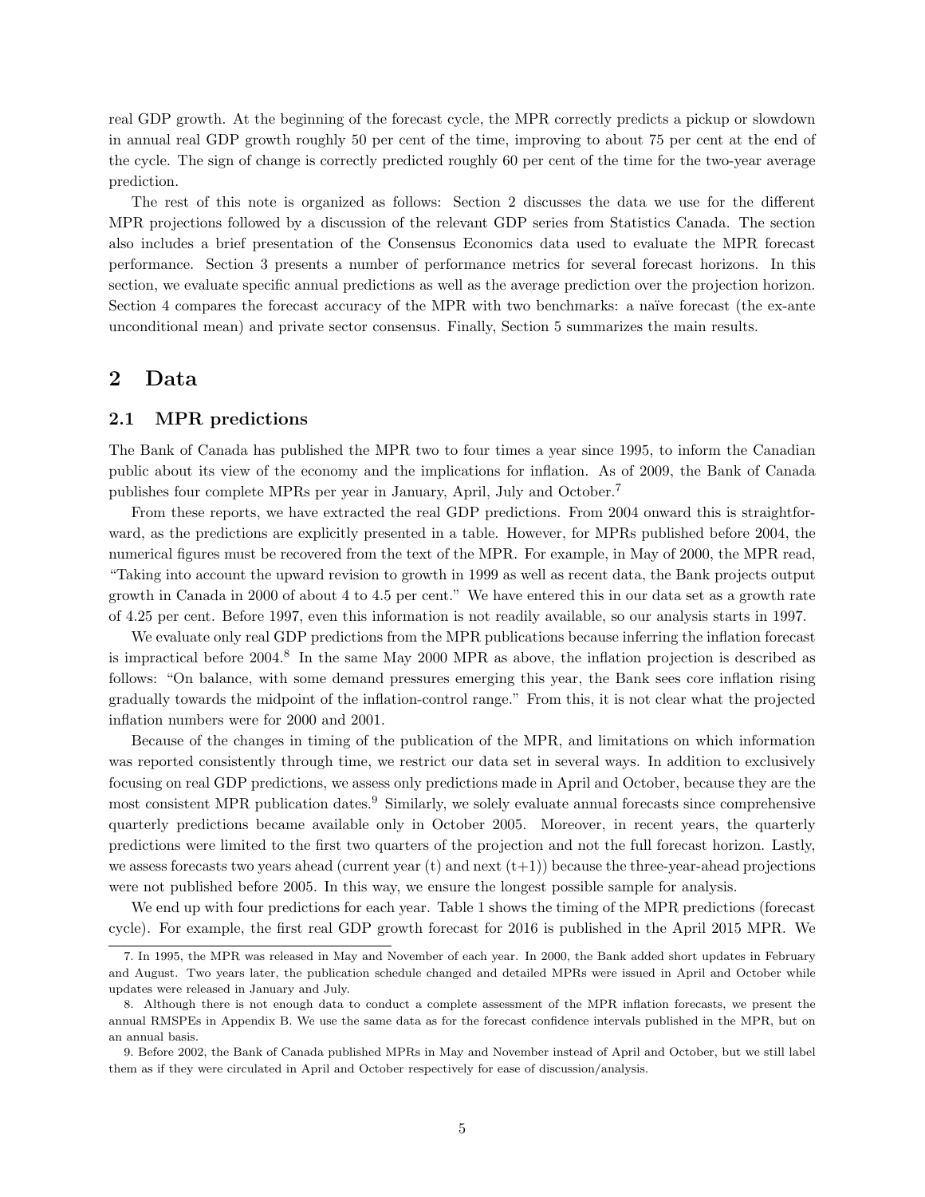real GDP growth. At the beginning of the forecast cycle, the MPR correctly predicts a pickup or slowdown in annual real GDP growth roughly 50 per cent of the time, improving to about 75 per cent at the end of the cycle. The sign of change is correctly predicted roughly 60 per cent of the time for the two-year average prediction.

The rest of this note is organized as follows: Section 2 discusses the data we use for the different MPR projections followed by a discussion of the relevant GDP series from Statistics Canada. The section also includes a brief presentation of the Consensus Economics data used to evaluate the MPR forecast performance. Section 3 presents a number of performance metrics for several forecast horizons. In this section, we evaluate specific annual predictions as well as the average prediction over the projection horizon. Section 4 compares the forecast accuracy of the MPR with two benchmarks: a naïve forecast (the ex-ante unconditional mean) and private sector consensus. Finally, Section 5 summarizes the main results.

# 2 Data

## 2.1 MPR predictions

The Bank of Canada has published the MPR two to four times a year since 1995, to inform the Canadian public about its view of the economy and the implications for inflation. As of 2009, the Bank of Canada publishes four complete MPRs per year in January, April, July and October.[7]

From these reports, we have extracted the real GDP predictions. From 2004 onward this is straightforward, as the predictions are explicitly presented in a table. However, for MPRs published before 2004, the numerical figures must be recovered from the text of the MPR. For example, in May of 2000, the MPR read, "Taking into account the upward revision to growth in 1999 as well as recent data, the Bank projects output growth in Canada in 2000 of about 4 to 4.5 per cent." We have entered this in our data set as a growth rate of 4.25 per cent. Before 1997, even this information is not readily available, so our analysis starts in 1997.

We evaluate only real GDP predictions from the MPR publications because inferring the inflation forecast is impractical before 2004.[8] In the same May 2000 MPR as above, the inflation projection is described as follows: "On balance, with some demand pressures emerging this year, the Bank sees core inflation rising gradually towards the midpoint of the inflation-control range." From this, it is not clear what the projected inflation numbers were for 2000 and 2001.

Because of the changes in timing of the publication of the MPR, and limitations on which information was reported consistently through time, we restrict our data set in several ways. In addition to exclusively focusing on real GDP predictions, we assess only predictions made in April and October, because they are the most consistent MPR publication dates.[9] Similarly, we solely evaluate annual forecasts since comprehensive quarterly predictions became available only in October 2005. Moreover, in recent years, the quarterly predictions were limited to the first two quarters of the projection and not the full forecast horizon. Lastly, we assess forecasts two years ahead (current year (t) and next (t+1)) because the three-year-ahead projections were not published before 2005. In this way, we ensure the longest possible sample for analysis.

We end up with four predictions for each year. Table 1 shows the timing of the MPR predictions (forecast cycle). For example, the first real GDP growth forecast for 2016 is published in the April 2015 MPR. We

7. In 1995, the MPR was released in May and November of each year. In 2000, the Bank added short updates in February and August. Two years later, the publication schedule changed and detailed MPRs were issued in April and October while updates were released in January and July.

8. Although there is not enough data to conduct a complete assessment of the MPR inflation forecasts, we present the annual RMSPEs in Appendix B. We use the same data as for the forecast confidence intervals published in the MPR, but on an annual basis.

9. Before 2002, the Bank of Canada published MPRs in May and November instead of April and October, but we still label them as if they were circulated in April and October respectively for ease of discussion/analysis.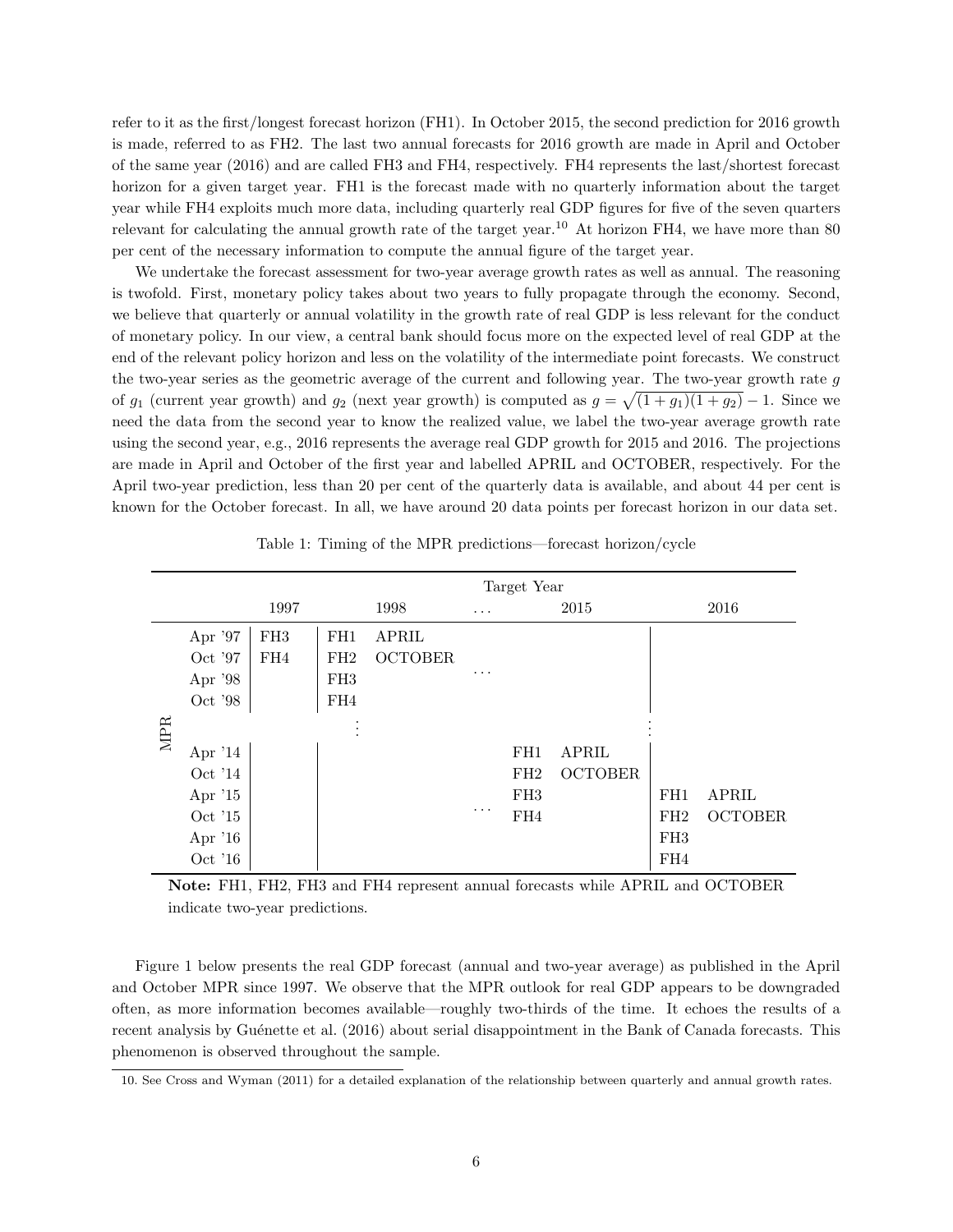refer to it as the first/longest forecast horizon (FH1). In October 2015, the second prediction for 2016 growth is made, referred to as FH2. The last two annual forecasts for 2016 growth are made in April and October of the same year (2016) and are called FH3 and FH4, respectively. FH4 represents the last/shortest forecast horizon for a given target year. FH1 is the forecast made with no quarterly information about the target year while FH4 exploits much more data, including quarterly real GDP figures for five of the seven quarters relevant for calculating the annual growth rate of the target year.[10] At horizon FH4, we have more than 80 per cent of the necessary information to compute the annual figure of the target year.

We undertake the forecast assessment for two-year average growth rates as well as annual. The reasoning is twofold. First, monetary policy takes about two years to fully propagate through the economy. Second, we believe that quarterly or annual volatility in the growth rate of real GDP is less relevant for the conduct of monetary policy. In our view, a central bank should focus more on the expected level of real GDP at the end of the relevant policy horizon and less on the volatility of the intermediate point forecasts. We construct the two-year series as the geometric average of the current and following year. The two-year growth rate $g$ of $g_1$ (current year growth) and $g_2$ (next year growth) is computed as $g = \sqrt{(1+g_1)(1+g_2)} - 1$. Since we need the data from the second year to know the realized value, we label the two-year average growth rate using the second year, e.g., 2016 represents the average real GDP growth for 2015 and 2016. The projections are made in April and October of the first year and labelled APRIL and OCTOBER, respectively. For the April two-year prediction, less than 20 per cent of the quarterly data is available, and about 44 per cent is known for the October forecast. In all, we have around 20 data points per forecast horizon in our data set.

Table 1: Timing of the MPR predictions—forecast horizon/cycle

| | | Target Year | | | | | | | |
|---|---|---|---|---|---|---|---|---|---|
| | | 1997 | 1998 | | … | 2015 | | 2016 | |
| MPR | Apr '97 | FH3 | FH1 | APRIL | | | | | |
| | Oct '97 | FH4 | FH2 | OCTOBER | … | | | | |
| | Apr '98 | | FH3 | | | | | | |
| | Oct '98 | | FH4 | | | | | | |
| | | | ⋮ | | | | | ⋮ | |
| | Apr '14 | | | | | FH1 | APRIL | | |
| | Oct '14 | | | | | FH2 | OCTOBER | | |
| | Apr '15 | | | | | FH3 | | FH1 | APRIL |
| | Oct '15 | | | | … | FH4 | | FH2 | OCTOBER |
| | Apr '16 | | | | | | | FH3 | |
| | Oct '16 | | | | | | | FH4 | |

**Note:** FH1, FH2, FH3 and FH4 represent annual forecasts while APRIL and OCTOBER indicate two-year predictions.

Figure 1 below presents the real GDP forecast (annual and two-year average) as published in the April and October MPR since 1997. We observe that the MPR outlook for real GDP appears to be downgraded often, as more information becomes available—roughly two-thirds of the time. It echoes the results of a recent analysis by Guénette et al. (2016) about serial disappointment in the Bank of Canada forecasts. This phenomenon is observed throughout the sample.

10. See Cross and Wyman (2011) for a detailed explanation of the relationship between quarterly and annual growth rates.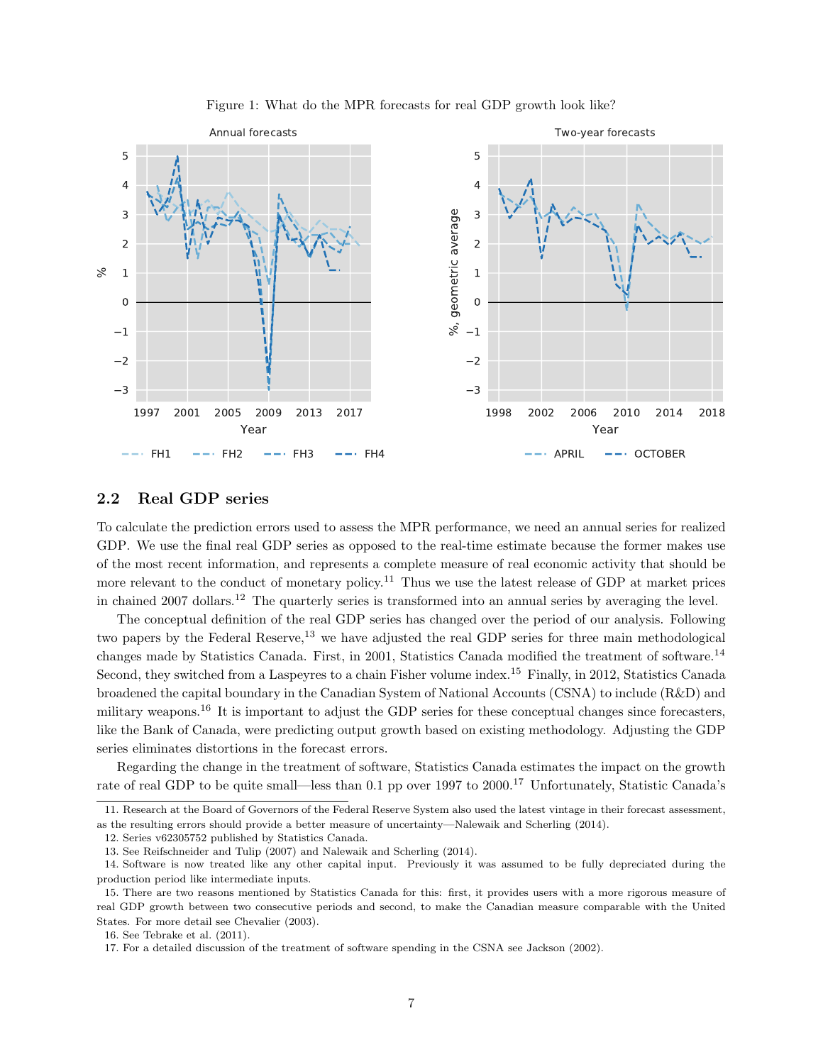Figure 1: What do the MPR forecasts for real GDP growth look like?

## 2.2 Real GDP series

To calculate the prediction errors used to assess the MPR performance, we need an annual series for realized GDP. We use the final real GDP series as opposed to the real-time estimate because the former makes use of the most recent information, and represents a complete measure of real economic activity that should be more relevant to the conduct of monetary policy.[11] Thus we use the latest release of GDP at market prices in chained 2007 dollars.[12] The quarterly series is transformed into an annual series by averaging the level.

The conceptual definition of the real GDP series has changed over the period of our analysis. Following two papers by the Federal Reserve,[13] we have adjusted the real GDP series for three main methodological changes made by Statistics Canada. First, in 2001, Statistics Canada modified the treatment of software.[14] Second, they switched from a Laspeyres to a chain Fisher volume index.[15] Finally, in 2012, Statistics Canada broadened the capital boundary in the Canadian System of National Accounts (CSNA) to include (R&D) and military weapons.[16] It is important to adjust the GDP series for these conceptual changes since forecasters, like the Bank of Canada, were predicting output growth based on existing methodology. Adjusting the GDP series eliminates distortions in the forecast errors.

Regarding the change in the treatment of software, Statistics Canada estimates the impact on the growth rate of real GDP to be quite small—less than 0.1 pp over 1997 to 2000.[17] Unfortunately, Statistic Canada's

---

11. Research at the Board of Governors of the Federal Reserve System also used the latest vintage in their forecast assessment, as the resulting errors should provide a better measure of uncertainty—Nalewaik and Scherling (2014).

12. Series v62305752 published by Statistics Canada.

13. See Reifschneider and Tulip (2007) and Nalewaik and Scherling (2014).

14. Software is now treated like any other capital input. Previously it was assumed to be fully depreciated during the production period like intermediate inputs.

15. There are two reasons mentioned by Statistics Canada for this: first, it provides users with a more rigorous measure of real GDP growth between two consecutive periods and second, to make the Canadian measure comparable with the United States. For more detail see Chevalier (2003).

16. See Tebrake et al. (2011).

17. For a detailed discussion of the treatment of software spending in the CSNA see Jackson (2002).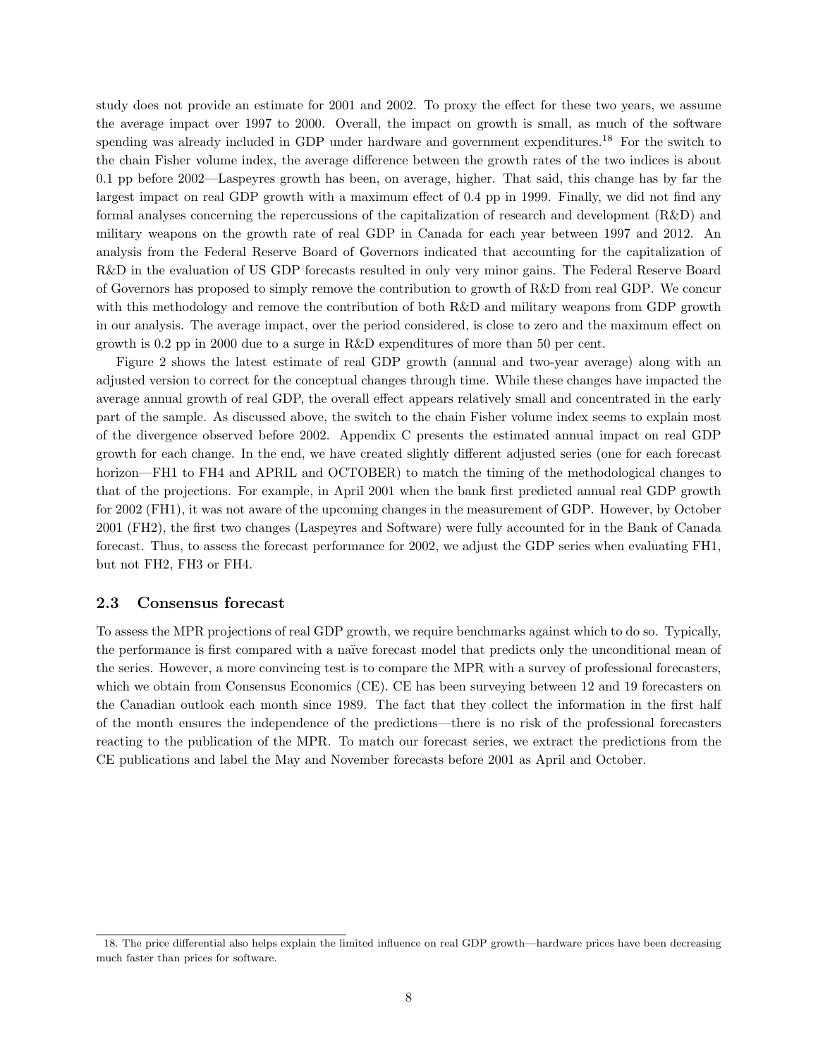study does not provide an estimate for 2001 and 2002. To proxy the effect for these two years, we assume the average impact over 1997 to 2000. Overall, the impact on growth is small, as much of the software spending was already included in GDP under hardware and government expenditures.[18] For the switch to the chain Fisher volume index, the average difference between the growth rates of the two indices is about 0.1 pp before 2002—Laspeyres growth has been, on average, higher. That said, this change has by far the largest impact on real GDP growth with a maximum effect of 0.4 pp in 1999. Finally, we did not find any formal analyses concerning the repercussions of the capitalization of research and development (R&D) and military weapons on the growth rate of real GDP in Canada for each year between 1997 and 2012. An analysis from the Federal Reserve Board of Governors indicated that accounting for the capitalization of R&D in the evaluation of US GDP forecasts resulted in only very minor gains. The Federal Reserve Board of Governors has proposed to simply remove the contribution to growth of R&D from real GDP. We concur with this methodology and remove the contribution of both R&D and military weapons from GDP growth in our analysis. The average impact, over the period considered, is close to zero and the maximum effect on growth is 0.2 pp in 2000 due to a surge in R&D expenditures of more than 50 per cent.

Figure 2 shows the latest estimate of real GDP growth (annual and two-year average) along with an adjusted version to correct for the conceptual changes through time. While these changes have impacted the average annual growth of real GDP, the overall effect appears relatively small and concentrated in the early part of the sample. As discussed above, the switch to the chain Fisher volume index seems to explain most of the divergence observed before 2002. Appendix C presents the estimated annual impact on real GDP growth for each change. In the end, we have created slightly different adjusted series (one for each forecast horizon—FH1 to FH4 and APRIL and OCTOBER) to match the timing of the methodological changes to that of the projections. For example, in April 2001 when the bank first predicted annual real GDP growth for 2002 (FH1), it was not aware of the upcoming changes in the measurement of GDP. However, by October 2001 (FH2), the first two changes (Laspeyres and Software) were fully accounted for in the Bank of Canada forecast. Thus, to assess the forecast performance for 2002, we adjust the GDP series when evaluating FH1, but not FH2, FH3 or FH4.

### 2.3 Consensus forecast

To assess the MPR projections of real GDP growth, we require benchmarks against which to do so. Typically, the performance is first compared with a naïve forecast model that predicts only the unconditional mean of the series. However, a more convincing test is to compare the MPR with a survey of professional forecasters, which we obtain from Consensus Economics (CE). CE has been surveying between 12 and 19 forecasters on the Canadian outlook each month since 1989. The fact that they collect the information in the first half of the month ensures the independence of the predictions—there is no risk of the professional forecasters reacting to the publication of the MPR. To match our forecast series, we extract the predictions from the CE publications and label the May and November forecasts before 2001 as April and October.

18. The price differential also helps explain the limited influence on real GDP growth—hardware prices have been decreasing much faster than prices for software.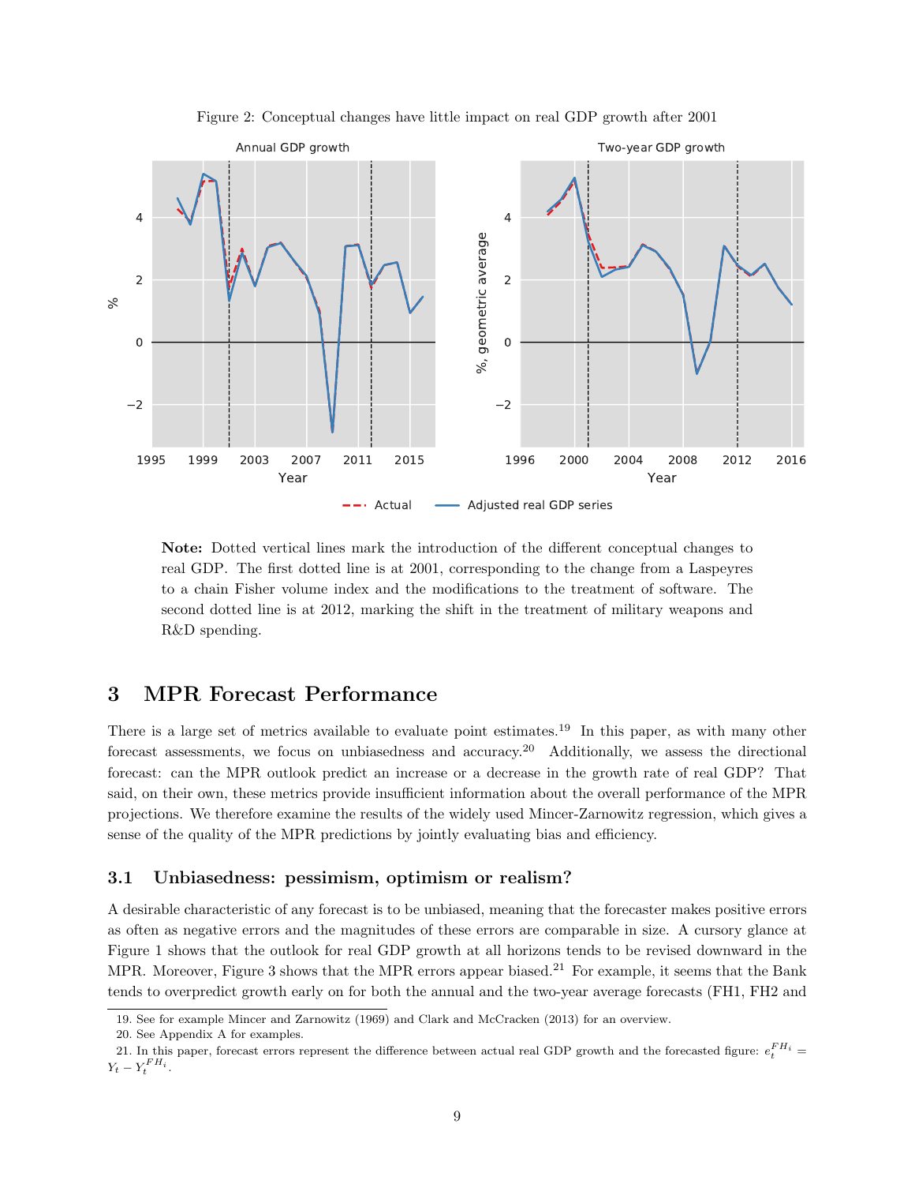Figure 2: Conceptual changes have little impact on real GDP growth after 2001

**Note:** Dotted vertical lines mark the introduction of the different conceptual changes to real GDP. The first dotted line is at 2001, corresponding to the change from a Laspeyres to a chain Fisher volume index and the modifications to the treatment of software. The second dotted line is at 2012, marking the shift in the treatment of military weapons and R&D spending.

## 3 MPR Forecast Performance

There is a large set of metrics available to evaluate point estimates.[19] In this paper, as with many other forecast assessments, we focus on unbiasedness and accuracy.[20] Additionally, we assess the directional forecast: can the MPR outlook predict an increase or a decrease in the growth rate of real GDP? That said, on their own, these metrics provide insufficient information about the overall performance of the MPR projections. We therefore examine the results of the widely used Mincer-Zarnowitz regression, which gives a sense of the quality of the MPR predictions by jointly evaluating bias and efficiency.

### 3.1 Unbiasedness: pessimism, optimism or realism?

A desirable characteristic of any forecast is to be unbiased, meaning that the forecaster makes positive errors as often as negative errors and the magnitudes of these errors are comparable in size. A cursory glance at Figure 1 shows that the outlook for real GDP growth at all horizons tends to be revised downward in the MPR. Moreover, Figure 3 shows that the MPR errors appear biased.[21] For example, it seems that the Bank tends to overpredict growth early on for both the annual and the two-year average forecasts (FH1, FH2 and

19. See for example Mincer and Zarnowitz (1969) and Clark and McCracken (2013) for an overview.

20. See Appendix A for examples.

21. In this paper, forecast errors represent the difference between actual real GDP growth and the forecasted figure: $e_t^{FH_i} = Y_t - Y_t^{FH_i}$.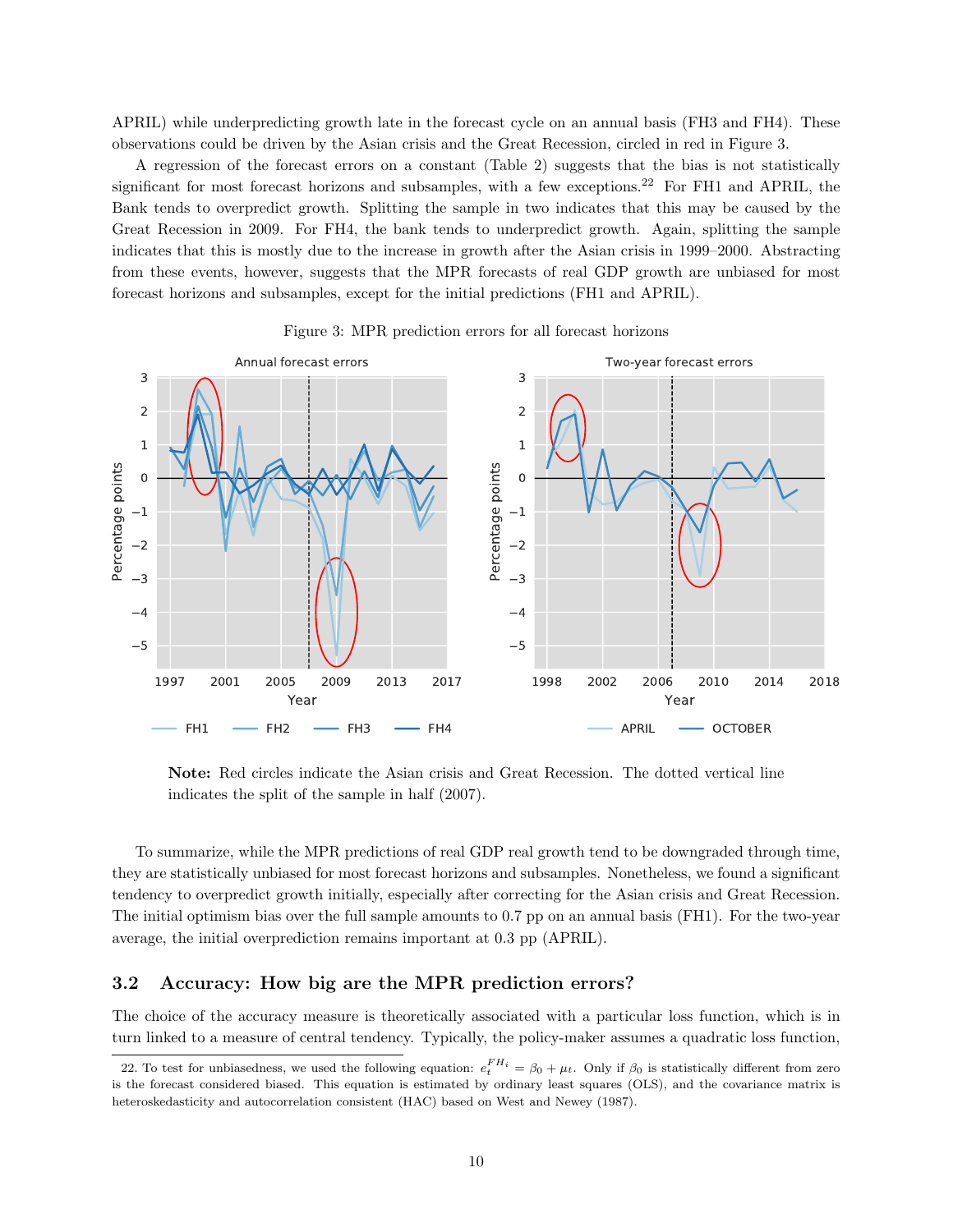APRIL) while underpredicting growth late in the forecast cycle on an annual basis (FH3 and FH4). These observations could be driven by the Asian crisis and the Great Recession, circled in red in Figure 3.

A regression of the forecast errors on a constant (Table 2) suggests that the bias is not statistically significant for most forecast horizons and subsamples, with a few exceptions.[22] For FH1 and APRIL, the Bank tends to overpredict growth. Splitting the sample in two indicates that this may be caused by the Great Recession in 2009. For FH4, the bank tends to underpredict growth. Again, splitting the sample indicates that this is mostly due to the increase in growth after the Asian crisis in 1999–2000. Abstracting from these events, however, suggests that the MPR forecasts of real GDP growth are unbiased for most forecast horizons and subsamples, except for the initial predictions (FH1 and APRIL).

Figure 3: MPR prediction errors for all forecast horizons

**Note:** Red circles indicate the Asian crisis and Great Recession. The dotted vertical line indicates the split of the sample in half (2007).

To summarize, while the MPR predictions of real GDP real growth tend to be downgraded through time, they are statistically unbiased for most forecast horizons and subsamples. Nonetheless, we found a significant tendency to overpredict growth initially, especially after correcting for the Asian crisis and Great Recession. The initial optimism bias over the full sample amounts to 0.7 pp on an annual basis (FH1). For the two-year average, the initial overprediction remains important at 0.3 pp (APRIL).

## 3.2 Accuracy: How big are the MPR prediction errors?

The choice of the accuracy measure is theoretically associated with a particular loss function, which is in turn linked to a measure of central tendency. Typically, the policy-maker assumes a quadratic loss function,

22. To test for unbiasedness, we used the following equation: $e_t^{FH_i} = \beta_0 + \mu_t$. Only if $\beta_0$ is statistically different from zero is the forecast considered biased. This equation is estimated by ordinary least squares (OLS), and the covariance matrix is heteroskedasticity and autocorrelation consistent (HAC) based on West and Newey (1987).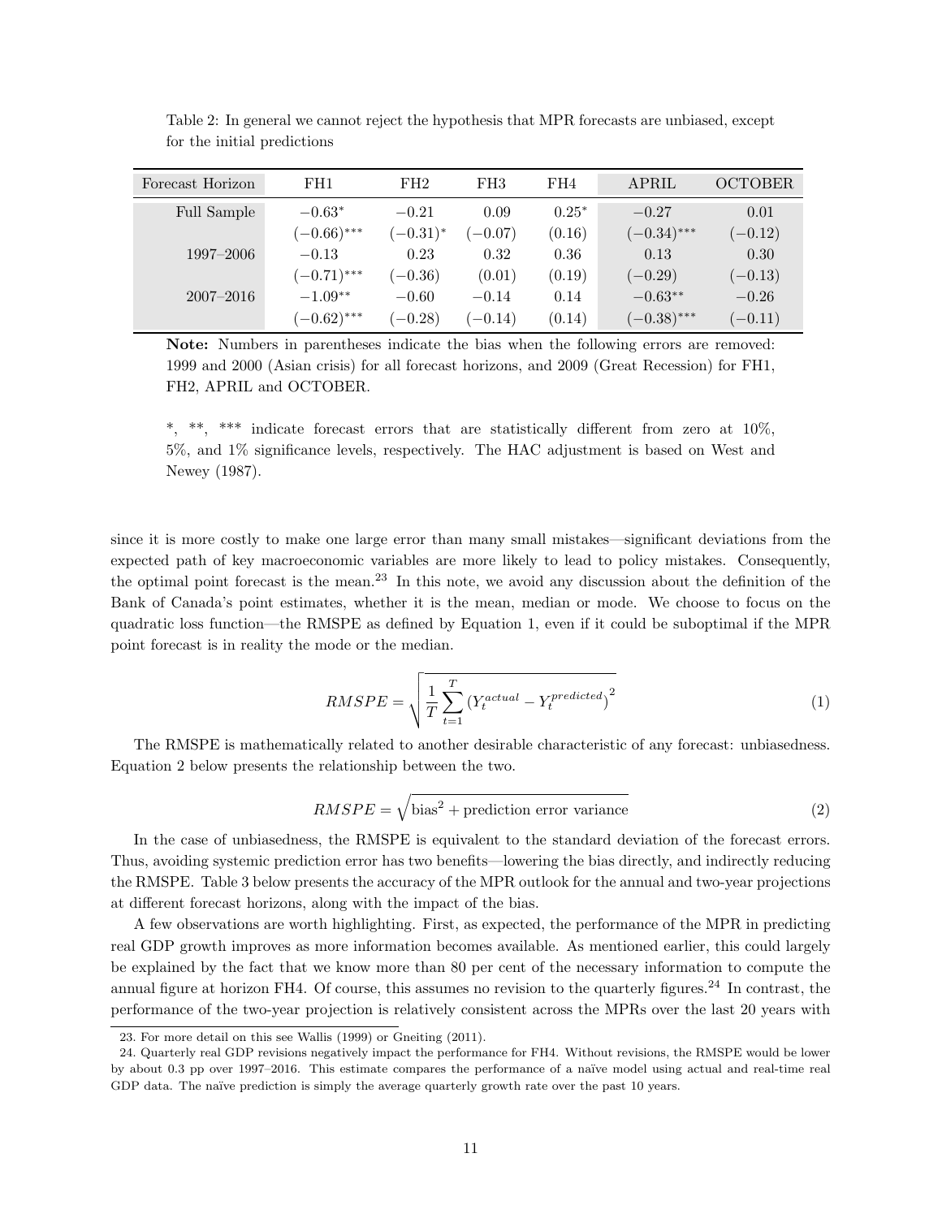Table 2: In general we cannot reject the hypothesis that MPR forecasts are unbiased, except for the initial predictions

| Forecast Horizon | FH1 | FH2 | FH3 | FH4 | APRIL | OCTOBER |
|---|---|---|---|---|---|---|
| Full Sample | −0.63* | −0.21 | 0.09 | 0.25* | −0.27 | 0.01 |
| | (−0.66)*** | (−0.31)* | (−0.07) | (0.16) | (−0.34)*** | (−0.12) |
| 1997–2006 | −0.13 | 0.23 | 0.32 | 0.36 | 0.13 | 0.30 |
| | (−0.71)*** | (−0.36) | (0.01) | (0.19) | (−0.29) | (−0.13) |
| 2007–2016 | −1.09** | −0.60 | −0.14 | 0.14 | −0.63** | −0.26 |
| | (−0.62)*** | (−0.28) | (−0.14) | (0.14) | (−0.38)*** | (−0.11) |

**Note:** Numbers in parentheses indicate the bias when the following errors are removed: 1999 and 2000 (Asian crisis) for all forecast horizons, and 2009 (Great Recession) for FH1, FH2, APRIL and OCTOBER.

*, **, *** indicate forecast errors that are statistically different from zero at 10%, 5%, and 1% significance levels, respectively. The HAC adjustment is based on West and Newey (1987).

since it is more costly to make one large error than many small mistakes—significant deviations from the expected path of key macroeconomic variables are more likely to lead to policy mistakes. Consequently, the optimal point forecast is the mean.[23] In this note, we avoid any discussion about the definition of the Bank of Canada's point estimates, whether it is the mean, median or mode. We choose to focus on the quadratic loss function—the RMSPE as defined by Equation 1, even if it could be suboptimal if the MPR point forecast is in reality the mode or the median.

$$RMSPE = \sqrt{\frac{1}{T}\sum_{t=1}^{T}\left(Y_t^{actual} - Y_t^{predicted}\right)^2} \tag{1}$$

The RMSPE is mathematically related to another desirable characteristic of any forecast: unbiasedness. Equation 2 below presents the relationship between the two.

$$RMSPE = \sqrt{\text{bias}^2 + \text{prediction error variance}} \tag{2}$$

In the case of unbiasedness, the RMSPE is equivalent to the standard deviation of the forecast errors. Thus, avoiding systemic prediction error has two benefits—lowering the bias directly, and indirectly reducing the RMSPE. Table 3 below presents the accuracy of the MPR outlook for the annual and two-year projections at different forecast horizons, along with the impact of the bias.

A few observations are worth highlighting. First, as expected, the performance of the MPR in predicting real GDP growth improves as more information becomes available. As mentioned earlier, this could largely be explained by the fact that we know more than 80 per cent of the necessary information to compute the annual figure at horizon FH4. Of course, this assumes no revision to the quarterly figures.[24] In contrast, the performance of the two-year projection is relatively consistent across the MPRs over the last 20 years with

23. For more detail on this see Wallis (1999) or Gneiting (2011).

24. Quarterly real GDP revisions negatively impact the performance for FH4. Without revisions, the RMSPE would be lower by about 0.3 pp over 1997–2016. This estimate compares the performance of a naïve model using actual and real-time real GDP data. The naïve prediction is simply the average quarterly growth rate over the past 10 years.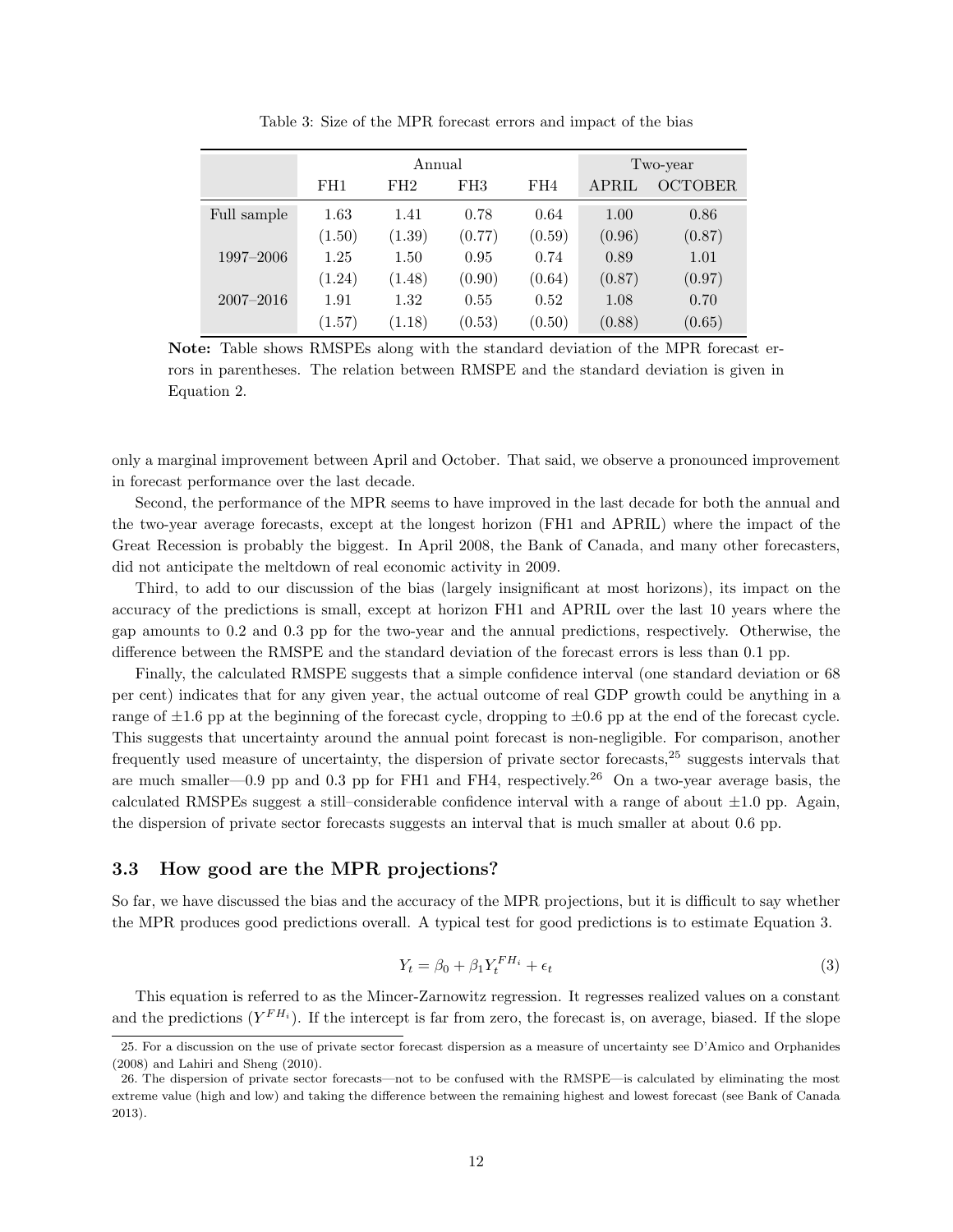Table 3: Size of the MPR forecast errors and impact of the bias

| | Annual | | | | Two-year | |
|---|---|---|---|---|---|---|
| | FH1 | FH2 | FH3 | FH4 | APRIL | OCTOBER |
| Full sample | 1.63 | 1.41 | 0.78 | 0.64 | 1.00 | 0.86 |
| | (1.50) | (1.39) | (0.77) | (0.59) | (0.96) | (0.87) |
| 1997–2006 | 1.25 | 1.50 | 0.95 | 0.74 | 0.89 | 1.01 |
| | (1.24) | (1.48) | (0.90) | (0.64) | (0.87) | (0.97) |
| 2007–2016 | 1.91 | 1.32 | 0.55 | 0.52 | 1.08 | 0.70 |
| | (1.57) | (1.18) | (0.53) | (0.50) | (0.88) | (0.65) |

**Note:** Table shows RMSPEs along with the standard deviation of the MPR forecast errors in parentheses. The relation between RMSPE and the standard deviation is given in Equation 2.

only a marginal improvement between April and October. That said, we observe a pronounced improvement in forecast performance over the last decade.

Second, the performance of the MPR seems to have improved in the last decade for both the annual and the two-year average forecasts, except at the longest horizon (FH1 and APRIL) where the impact of the Great Recession is probably the biggest. In April 2008, the Bank of Canada, and many other forecasters, did not anticipate the meltdown of real economic activity in 2009.

Third, to add to our discussion of the bias (largely insignificant at most horizons), its impact on the accuracy of the predictions is small, except at horizon FH1 and APRIL over the last 10 years where the gap amounts to 0.2 and 0.3 pp for the two-year and the annual predictions, respectively. Otherwise, the difference between the RMSPE and the standard deviation of the forecast errors is less than 0.1 pp.

Finally, the calculated RMSPE suggests that a simple confidence interval (one standard deviation or 68 per cent) indicates that for any given year, the actual outcome of real GDP growth could be anything in a range of ±1.6 pp at the beginning of the forecast cycle, dropping to ±0.6 pp at the end of the forecast cycle. This suggests that uncertainty around the annual point forecast is non-negligible. For comparison, another frequently used measure of uncertainty, the dispersion of private sector forecasts,[25] suggests intervals that are much smaller—0.9 pp and 0.3 pp for FH1 and FH4, respectively.[26] On a two-year average basis, the calculated RMSPEs suggest a still–considerable confidence interval with a range of about ±1.0 pp. Again, the dispersion of private sector forecasts suggests an interval that is much smaller at about 0.6 pp.

### 3.3 How good are the MPR projections?

So far, we have discussed the bias and the accuracy of the MPR projections, but it is difficult to say whether the MPR produces good predictions overall. A typical test for good predictions is to estimate Equation 3.

$$Y_t = \beta_0 + \beta_1 Y_t^{FH_i} + \epsilon_t \tag{3}$$

This equation is referred to as the Mincer-Zarnowitz regression. It regresses realized values on a constant and the predictions ($Y^{FH_i}$). If the intercept is far from zero, the forecast is, on average, biased. If the slope

25. For a discussion on the use of private sector forecast dispersion as a measure of uncertainty see D'Amico and Orphanides (2008) and Lahiri and Sheng (2010).

26. The dispersion of private sector forecasts—not to be confused with the RMSPE—is calculated by eliminating the most extreme value (high and low) and taking the difference between the remaining highest and lowest forecast (see Bank of Canada 2013).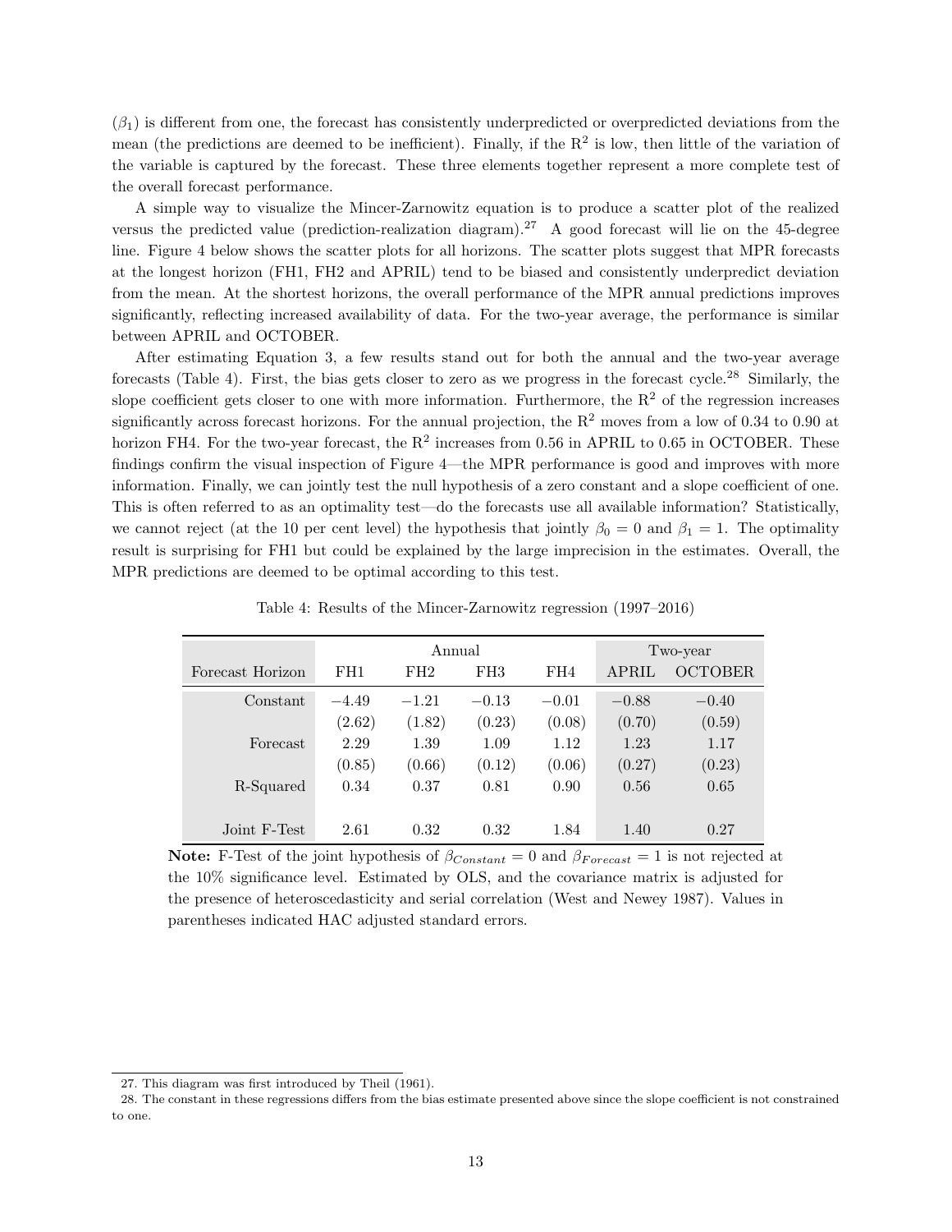($\beta_1$) is different from one, the forecast has consistently underpredicted or overpredicted deviations from the mean (the predictions are deemed to be inefficient). Finally, if the $R^2$ is low, then little of the variation of the variable is captured by the forecast. These three elements together represent a more complete test of the overall forecast performance.

A simple way to visualize the Mincer-Zarnowitz equation is to produce a scatter plot of the realized versus the predicted value (prediction-realization diagram).[27] A good forecast will lie on the 45-degree line. Figure 4 below shows the scatter plots for all horizons. The scatter plots suggest that MPR forecasts at the longest horizon (FH1, FH2 and APRIL) tend to be biased and consistently underpredict deviation from the mean. At the shortest horizons, the overall performance of the MPR annual predictions improves significantly, reflecting increased availability of data. For the two-year average, the performance is similar between APRIL and OCTOBER.

After estimating Equation 3, a few results stand out for both the annual and the two-year average forecasts (Table 4). First, the bias gets closer to zero as we progress in the forecast cycle.[28] Similarly, the slope coefficient gets closer to one with more information. Furthermore, the $R^2$ of the regression increases significantly across forecast horizons. For the annual projection, the $R^2$ moves from a low of 0.34 to 0.90 at horizon FH4. For the two-year forecast, the $R^2$ increases from 0.56 in APRIL to 0.65 in OCTOBER. These findings confirm the visual inspection of Figure 4—the MPR performance is good and improves with more information. Finally, we can jointly test the null hypothesis of a zero constant and a slope coefficient of one. This is often referred to as an optimality test—do the forecasts use all available information? Statistically, we cannot reject (at the 10 per cent level) the hypothesis that jointly $\beta_0 = 0$ and $\beta_1 = 1$. The optimality result is surprising for FH1 but could be explained by the large imprecision in the estimates. Overall, the MPR predictions are deemed to be optimal according to this test.

Table 4: Results of the Mincer-Zarnowitz regression (1997–2016)

| | Annual | | | | Two-year | |
|---|---|---|---|---|---|---|
| Forecast Horizon | FH1 | FH2 | FH3 | FH4 | APRIL | OCTOBER |
| Constant | $-4.49$ | $-1.21$ | $-0.13$ | $-0.01$ | $-0.88$ | $-0.40$ |
| | (2.62) | (1.82) | (0.23) | (0.08) | (0.70) | (0.59) |
| Forecast | 2.29 | 1.39 | 1.09 | 1.12 | 1.23 | 1.17 |
| | (0.85) | (0.66) | (0.12) | (0.06) | (0.27) | (0.23) |
| R-Squared | 0.34 | 0.37 | 0.81 | 0.90 | 0.56 | 0.65 |
| Joint F-Test | 2.61 | 0.32 | 0.32 | 1.84 | 1.40 | 0.27 |

**Note:** F-Test of the joint hypothesis of $\beta_{Constant} = 0$ and $\beta_{Forecast} = 1$ is not rejected at the 10% significance level. Estimated by OLS, and the covariance matrix is adjusted for the presence of heteroscedasticity and serial correlation (West and Newey 1987). Values in parentheses indicated HAC adjusted standard errors.

27. This diagram was first introduced by Theil (1961).

28. The constant in these regressions differs from the bias estimate presented above since the slope coefficient is not constrained to one.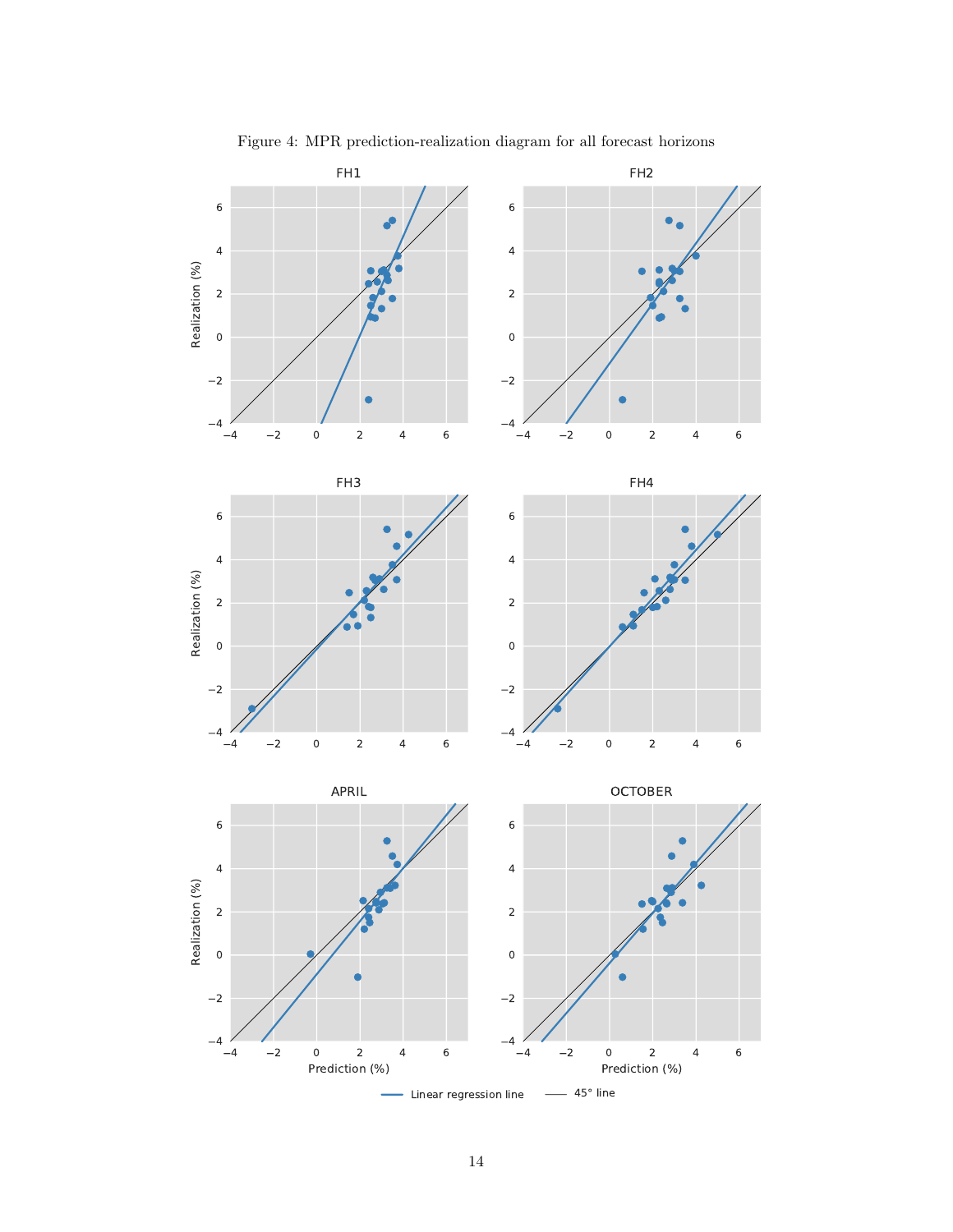Figure 4: MPR prediction-realization diagram for all forecast horizons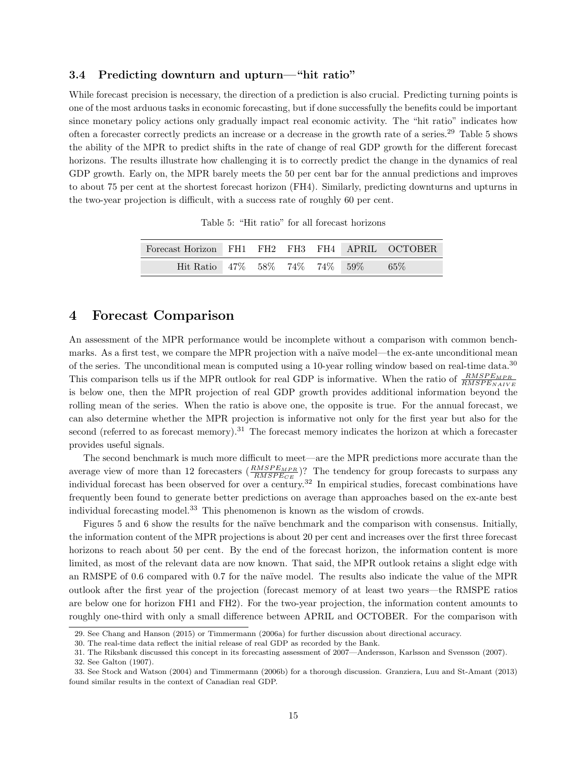### 3.4 Predicting downturn and upturn—"hit ratio"

While forecast precision is necessary, the direction of a prediction is also crucial. Predicting turning points is one of the most arduous tasks in economic forecasting, but if done successfully the benefits could be important since monetary policy actions only gradually impact real economic activity. The "hit ratio" indicates how often a forecaster correctly predicts an increase or a decrease in the growth rate of a series.[29] Table 5 shows the ability of the MPR to predict shifts in the rate of change of real GDP growth for the different forecast horizons. The results illustrate how challenging it is to correctly predict the change in the dynamics of real GDP growth. Early on, the MPR barely meets the 50 per cent bar for the annual predictions and improves to about 75 per cent at the shortest forecast horizon (FH4). Similarly, predicting downturns and upturns in the two-year projection is difficult, with a success rate of roughly 60 per cent.

Table 5: "Hit ratio" for all forecast horizons

| Forecast Horizon | FH1 | FH2 | FH3 | FH4 | APRIL | OCTOBER |
|---|---|---|---|---|---|---|
| Hit Ratio | 47% | 58% | 74% | 74% | 59% | 65% |

## 4 Forecast Comparison

An assessment of the MPR performance would be incomplete without a comparison with common benchmarks. As a first test, we compare the MPR projection with a naïve model—the ex-ante unconditional mean of the series. The unconditional mean is computed using a 10-year rolling window based on real-time data.[30] This comparison tells us if the MPR outlook for real GDP is informative. When the ratio of $\frac{RMSPE_{MPR}}{RMSPE_{NAIVE}}$ is below one, then the MPR projection of real GDP growth provides additional information beyond the rolling mean of the series. When the ratio is above one, the opposite is true. For the annual forecast, we can also determine whether the MPR projection is informative not only for the first year but also for the second (referred to as forecast memory).[31] The forecast memory indicates the horizon at which a forecaster provides useful signals.

The second benchmark is much more difficult to meet—are the MPR predictions more accurate than the average view of more than 12 forecasters ($\frac{RMSPE_{MPR}}{RMSPE_{CE}}$)? The tendency for group forecasts to surpass any individual forecast has been observed for over a century.[32] In empirical studies, forecast combinations have frequently been found to generate better predictions on average than approaches based on the ex-ante best individual forecasting model.[33] This phenomenon is known as the wisdom of crowds.

Figures 5 and 6 show the results for the naïve benchmark and the comparison with consensus. Initially, the information content of the MPR projections is about 20 per cent and increases over the first three forecast horizons to reach about 50 per cent. By the end of the forecast horizon, the information content is more limited, as most of the relevant data are now known. That said, the MPR outlook retains a slight edge with an RMSPE of 0.6 compared with 0.7 for the naïve model. The results also indicate the value of the MPR outlook after the first year of the projection (forecast memory of at least two years—the RMSPE ratios are below one for horizon FH1 and FH2). For the two-year projection, the information content amounts to roughly one-third with only a small difference between APRIL and OCTOBER. For the comparison with

29. See Chang and Hanson (2015) or Timmermann (2006a) for further discussion about directional accuracy.

30. The real-time data reflect the initial release of real GDP as recorded by the Bank.

31. The Riksbank discussed this concept in its forecasting assessment of 2007—Andersson, Karlsson and Svensson (2007).

32. See Galton (1907).

33. See Stock and Watson (2004) and Timmermann (2006b) for a thorough discussion. Granziera, Luu and St-Amant (2013) found similar results in the context of Canadian real GDP.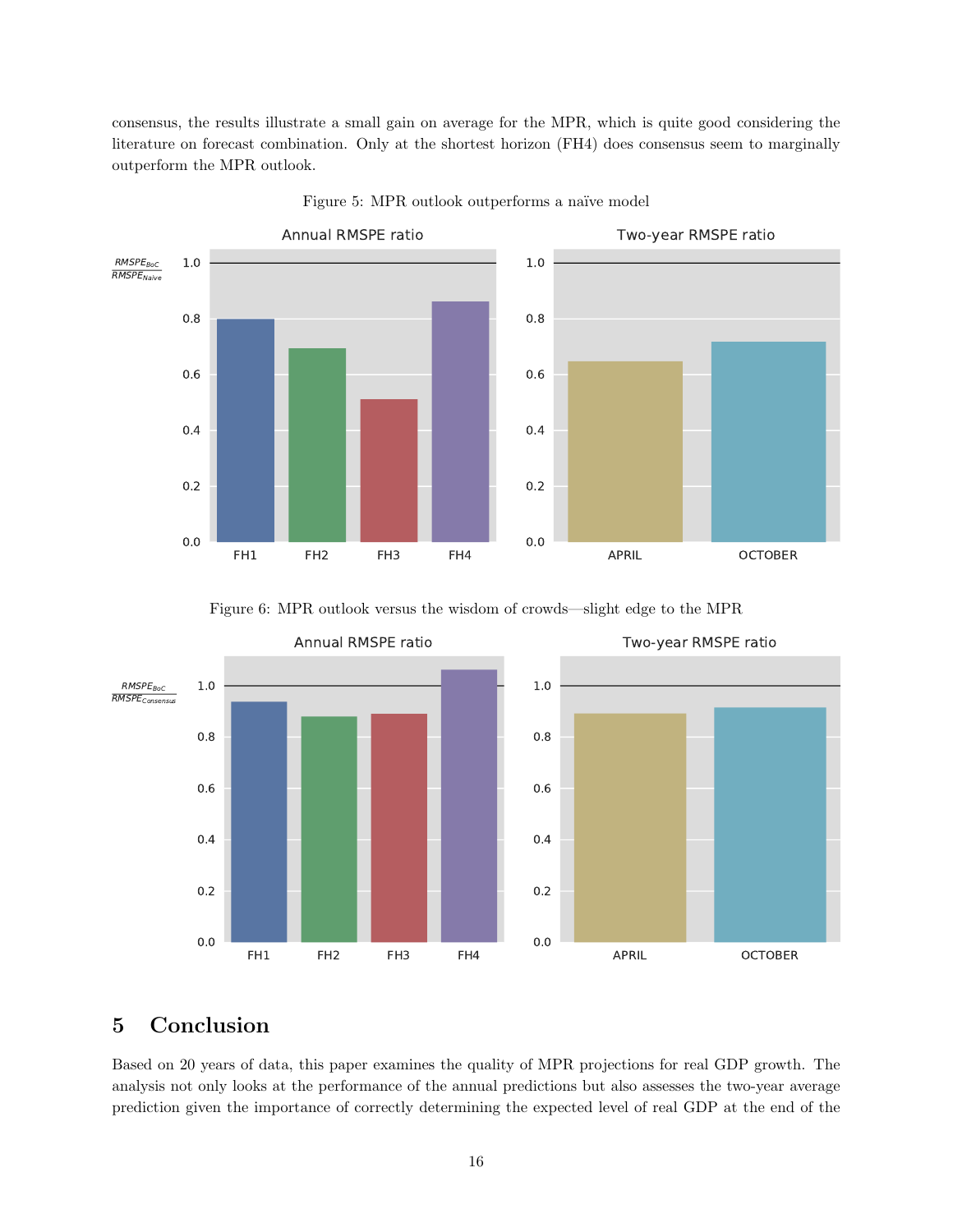consensus, the results illustrate a small gain on average for the MPR, which is quite good considering the literature on forecast combination. Only at the shortest horizon (FH4) does consensus seem to marginally outperform the MPR outlook.

Figure 5: MPR outlook outperforms a naïve model

Figure 6: MPR outlook versus the wisdom of crowds—slight edge to the MPR

## 5 Conclusion

Based on 20 years of data, this paper examines the quality of MPR projections for real GDP growth. The analysis not only looks at the performance of the annual predictions but also assesses the two-year average prediction given the importance of correctly determining the expected level of real GDP at the end of the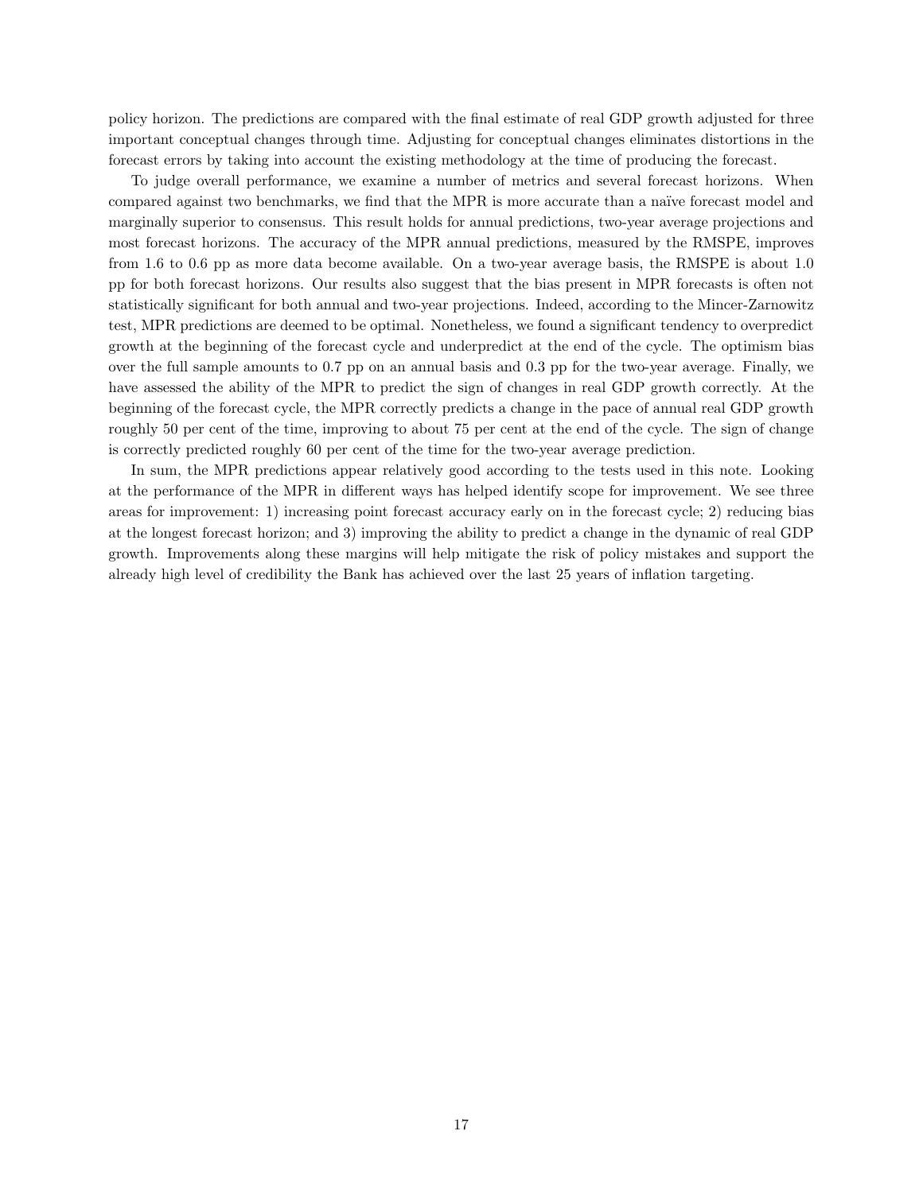policy horizon. The predictions are compared with the final estimate of real GDP growth adjusted for three important conceptual changes through time. Adjusting for conceptual changes eliminates distortions in the forecast errors by taking into account the existing methodology at the time of producing the forecast.

To judge overall performance, we examine a number of metrics and several forecast horizons. When compared against two benchmarks, we find that the MPR is more accurate than a naïve forecast model and marginally superior to consensus. This result holds for annual predictions, two-year average projections and most forecast horizons. The accuracy of the MPR annual predictions, measured by the RMSPE, improves from 1.6 to 0.6 pp as more data become available. On a two-year average basis, the RMSPE is about 1.0 pp for both forecast horizons. Our results also suggest that the bias present in MPR forecasts is often not statistically significant for both annual and two-year projections. Indeed, according to the Mincer-Zarnowitz test, MPR predictions are deemed to be optimal. Nonetheless, we found a significant tendency to overpredict growth at the beginning of the forecast cycle and underpredict at the end of the cycle. The optimism bias over the full sample amounts to 0.7 pp on an annual basis and 0.3 pp for the two-year average. Finally, we have assessed the ability of the MPR to predict the sign of changes in real GDP growth correctly. At the beginning of the forecast cycle, the MPR correctly predicts a change in the pace of annual real GDP growth roughly 50 per cent of the time, improving to about 75 per cent at the end of the cycle. The sign of change is correctly predicted roughly 60 per cent of the time for the two-year average prediction.

In sum, the MPR predictions appear relatively good according to the tests used in this note. Looking at the performance of the MPR in different ways has helped identify scope for improvement. We see three areas for improvement: 1) increasing point forecast accuracy early on in the forecast cycle; 2) reducing bias at the longest forecast horizon; and 3) improving the ability to predict a change in the dynamic of real GDP growth. Improvements along these margins will help mitigate the risk of policy mistakes and support the already high level of credibility the Bank has achieved over the last 25 years of inflation targeting.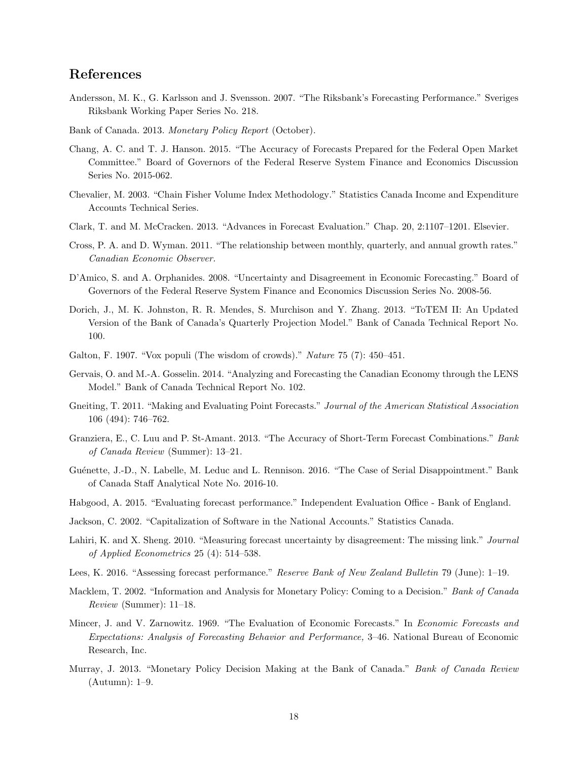## References

Andersson, M. K., G. Karlsson and J. Svensson. 2007. "The Riksbank's Forecasting Performance." Sveriges Riksbank Working Paper Series No. 218.

Bank of Canada. 2013. *Monetary Policy Report* (October).

Chang, A. C. and T. J. Hanson. 2015. "The Accuracy of Forecasts Prepared for the Federal Open Market Committee." Board of Governors of the Federal Reserve System Finance and Economics Discussion Series No. 2015-062.

Chevalier, M. 2003. "Chain Fisher Volume Index Methodology." Statistics Canada Income and Expenditure Accounts Technical Series.

Clark, T. and M. McCracken. 2013. "Advances in Forecast Evaluation." Chap. 20, 2:1107–1201. Elsevier.

Cross, P. A. and D. Wyman. 2011. "The relationship between monthly, quarterly, and annual growth rates." *Canadian Economic Observer.*

D'Amico, S. and A. Orphanides. 2008. "Uncertainty and Disagreement in Economic Forecasting." Board of Governors of the Federal Reserve System Finance and Economics Discussion Series No. 2008-56.

Dorich, J., M. K. Johnston, R. R. Mendes, S. Murchison and Y. Zhang. 2013. "ToTEM II: An Updated Version of the Bank of Canada's Quarterly Projection Model." Bank of Canada Technical Report No. 100.

Galton, F. 1907. "Vox populi (The wisdom of crowds)." *Nature* 75 (7): 450–451.

Gervais, O. and M.-A. Gosselin. 2014. "Analyzing and Forecasting the Canadian Economy through the LENS Model." Bank of Canada Technical Report No. 102.

Gneiting, T. 2011. "Making and Evaluating Point Forecasts." *Journal of the American Statistical Association* 106 (494): 746–762.

Granziera, E., C. Luu and P. St-Amant. 2013. "The Accuracy of Short-Term Forecast Combinations." *Bank of Canada Review* (Summer): 13–21.

Guénette, J.-D., N. Labelle, M. Leduc and L. Rennison. 2016. "The Case of Serial Disappointment." Bank of Canada Staff Analytical Note No. 2016-10.

Habgood, A. 2015. "Evaluating forecast performance." Independent Evaluation Office - Bank of England.

Jackson, C. 2002. "Capitalization of Software in the National Accounts." Statistics Canada.

Lahiri, K. and X. Sheng. 2010. "Measuring forecast uncertainty by disagreement: The missing link." *Journal of Applied Econometrics* 25 (4): 514–538.

Lees, K. 2016. "Assessing forecast performance." *Reserve Bank of New Zealand Bulletin* 79 (June): 1–19.

Macklem, T. 2002. "Information and Analysis for Monetary Policy: Coming to a Decision." *Bank of Canada Review* (Summer): 11–18.

Mincer, J. and V. Zarnowitz. 1969. "The Evaluation of Economic Forecasts." In *Economic Forecasts and Expectations: Analysis of Forecasting Behavior and Performance,* 3–46. National Bureau of Economic Research, Inc.

Murray, J. 2013. "Monetary Policy Decision Making at the Bank of Canada." *Bank of Canada Review* (Autumn): 1–9.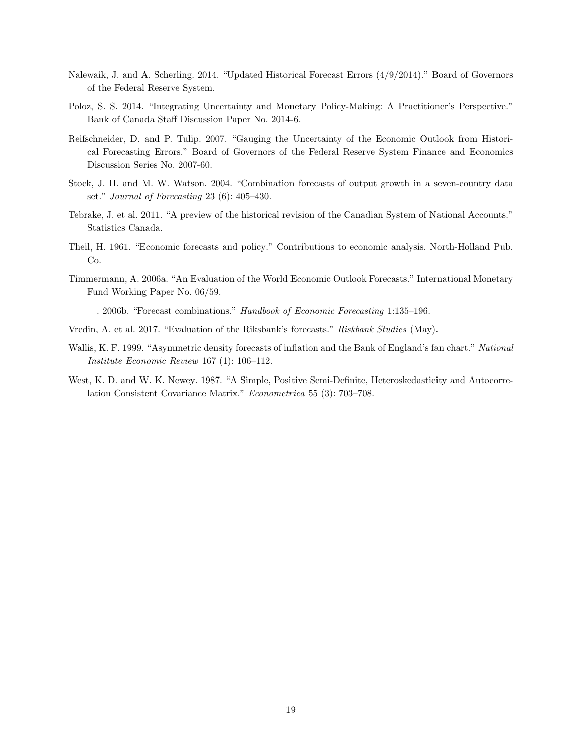Nalewaik, J. and A. Scherling. 2014. "Updated Historical Forecast Errors (4/9/2014)." Board of Governors of the Federal Reserve System.

Poloz, S. S. 2014. "Integrating Uncertainty and Monetary Policy-Making: A Practitioner's Perspective." Bank of Canada Staff Discussion Paper No. 2014-6.

Reifschneider, D. and P. Tulip. 2007. "Gauging the Uncertainty of the Economic Outlook from Historical Forecasting Errors." Board of Governors of the Federal Reserve System Finance and Economics Discussion Series No. 2007-60.

Stock, J. H. and M. W. Watson. 2004. "Combination forecasts of output growth in a seven-country data set." *Journal of Forecasting* 23 (6): 405–430.

Tebrake, J. et al. 2011. "A preview of the historical revision of the Canadian System of National Accounts." Statistics Canada.

Theil, H. 1961. "Economic forecasts and policy." Contributions to economic analysis. North-Holland Pub. Co.

Timmermann, A. 2006a. "An Evaluation of the World Economic Outlook Forecasts." International Monetary Fund Working Paper No. 06/59.

———. 2006b. "Forecast combinations." *Handbook of Economic Forecasting* 1:135–196.

Vredin, A. et al. 2017. "Evaluation of the Riksbank's forecasts." *Riskbank Studies* (May).

Wallis, K. F. 1999. "Asymmetric density forecasts of inflation and the Bank of England's fan chart." *National Institute Economic Review* 167 (1): 106–112.

West, K. D. and W. K. Newey. 1987. "A Simple, Positive Semi-Definite, Heteroskedasticity and Autocorrelation Consistent Covariance Matrix." *Econometrica* 55 (3): 703–708.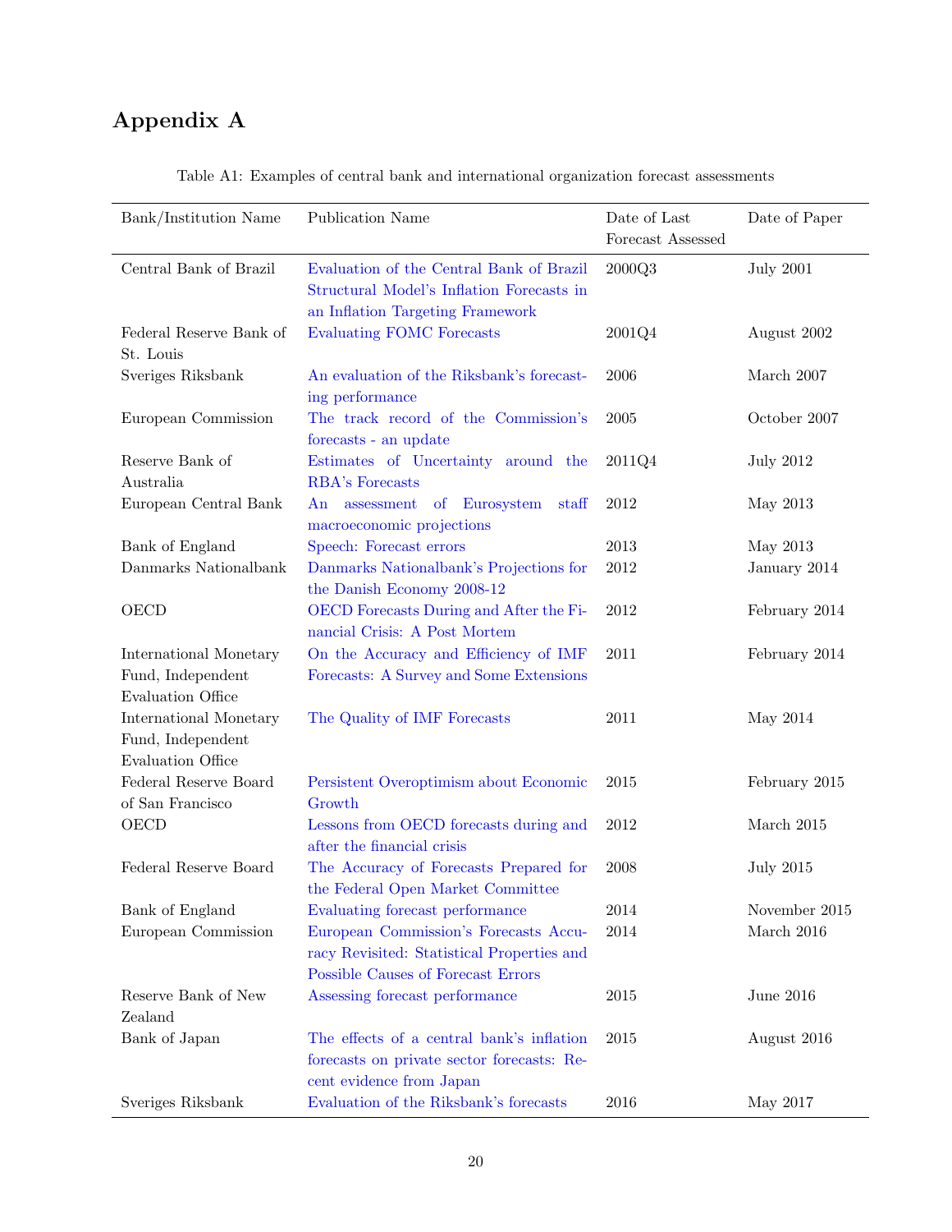# Appendix A

Table A1: Examples of central bank and international organization forecast assessments

| Bank/Institution Name | Publication Name | Date of Last Forecast Assessed | Date of Paper |
|---|---|---|---|
| Central Bank of Brazil | Evaluation of the Central Bank of Brazil Structural Model's Inflation Forecasts in an Inflation Targeting Framework | 2000Q3 | July 2001 |
| Federal Reserve Bank of St. Louis | Evaluating FOMC Forecasts | 2001Q4 | August 2002 |
| Sveriges Riksbank | An evaluation of the Riksbank's forecasting performance | 2006 | March 2007 |
| European Commission | The track record of the Commission's forecasts - an update | 2005 | October 2007 |
| Reserve Bank of Australia | Estimates of Uncertainty around the RBA's Forecasts | 2011Q4 | July 2012 |
| European Central Bank | An assessment of Eurosystem staff macroeconomic projections | 2012 | May 2013 |
| Bank of England | Speech: Forecast errors | 2013 | May 2013 |
| Danmarks Nationalbank | Danmarks Nationalbank's Projections for the Danish Economy 2008-12 | 2012 | January 2014 |
| OECD | OECD Forecasts During and After the Financial Crisis: A Post Mortem | 2012 | February 2014 |
| International Monetary Fund, Independent Evaluation Office | On the Accuracy and Efficiency of IMF Forecasts: A Survey and Some Extensions | 2011 | February 2014 |
| International Monetary Fund, Independent Evaluation Office | The Quality of IMF Forecasts | 2011 | May 2014 |
| Federal Reserve Board of San Francisco | Persistent Overoptimism about Economic Growth | 2015 | February 2015 |
| OECD | Lessons from OECD forecasts during and after the financial crisis | 2012 | March 2015 |
| Federal Reserve Board | The Accuracy of Forecasts Prepared for the Federal Open Market Committee | 2008 | July 2015 |
| Bank of England | Evaluating forecast performance | 2014 | November 2015 |
| European Commission | European Commission's Forecasts Accuracy Revisited: Statistical Properties and Possible Causes of Forecast Errors | 2014 | March 2016 |
| Reserve Bank of New Zealand | Assessing forecast performance | 2015 | June 2016 |
| Bank of Japan | The effects of a central bank's inflation forecasts on private sector forecasts: Recent evidence from Japan | 2015 | August 2016 |
| Sveriges Riksbank | Evaluation of the Riksbank's forecasts | 2016 | May 2017 |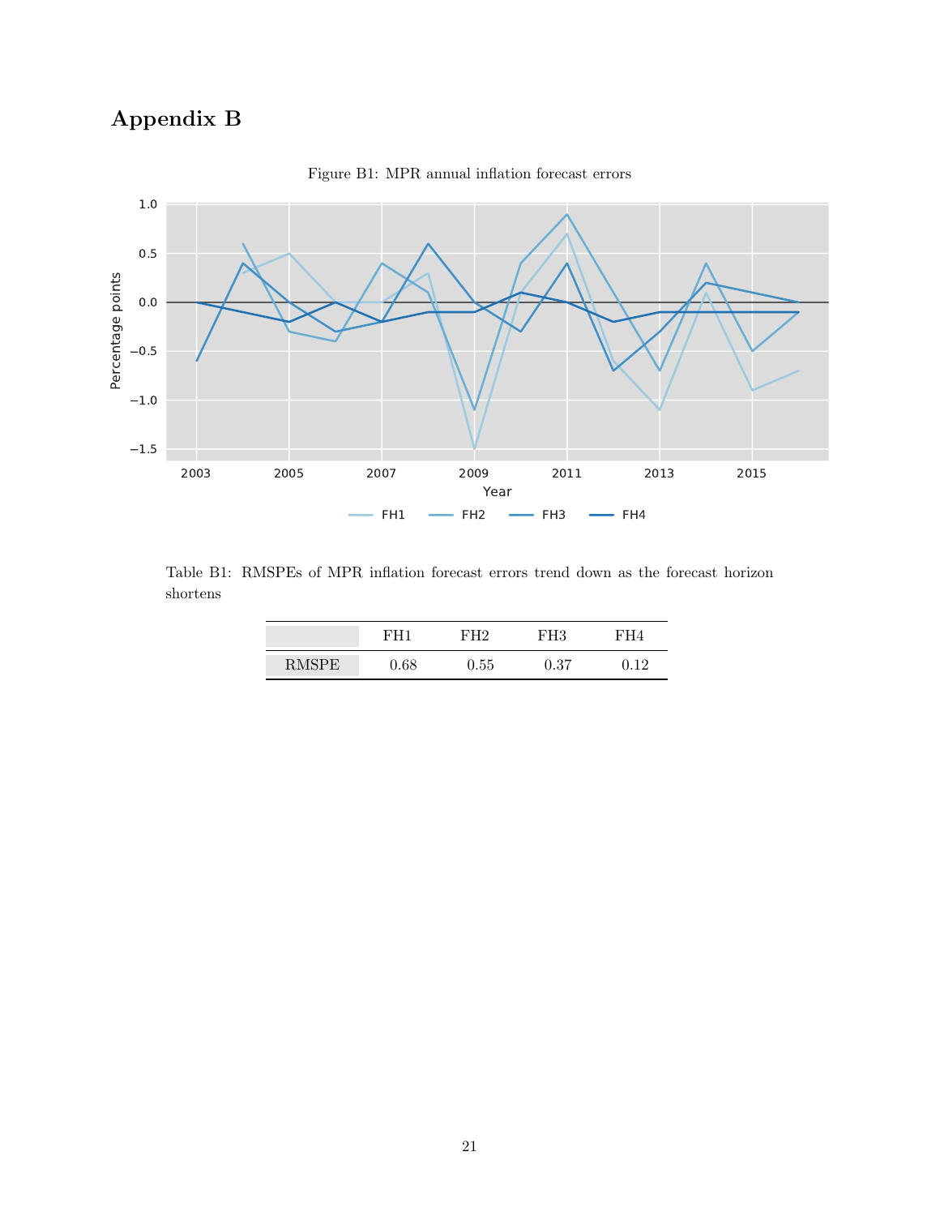# Appendix B

Figure B1: MPR annual inflation forecast errors

Table B1: RMSPEs of MPR inflation forecast errors trend down as the forecast horizon shortens

| | FH1 | FH2 | FH3 | FH4 |
|---|---|---|---|---|
| RMSPE | 0.68 | 0.55 | 0.37 | 0.12 |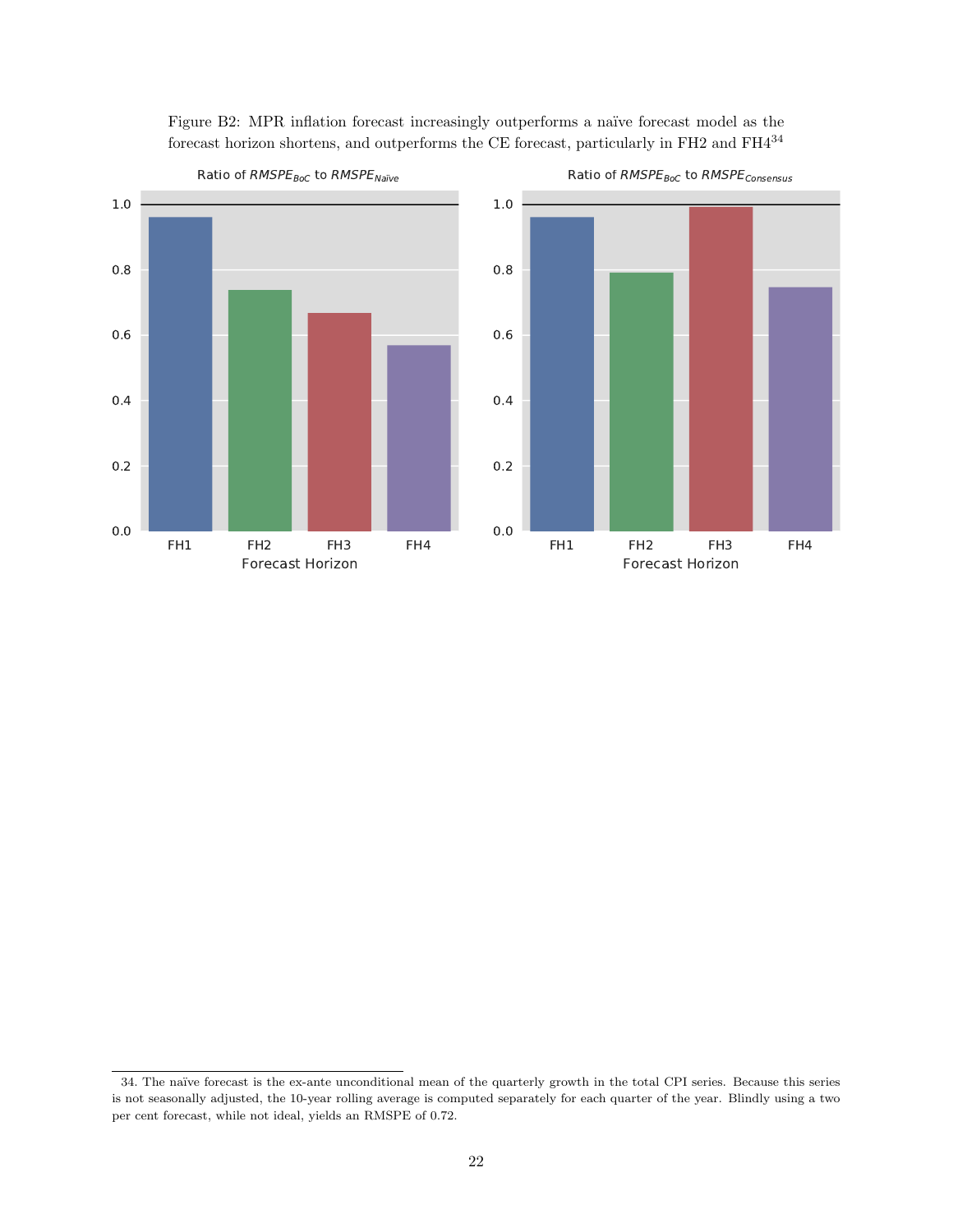Figure B2: MPR inflation forecast increasingly outperforms a naïve forecast model as the forecast horizon shortens, and outperforms the CE forecast, particularly in FH2 and FH4[34]

34. The naïve forecast is the ex-ante unconditional mean of the quarterly growth in the total CPI series. Because this series is not seasonally adjusted, the 10-year rolling average is computed separately for each quarter of the year. Blindly using a two per cent forecast, while not ideal, yields an RMSPE of 0.72.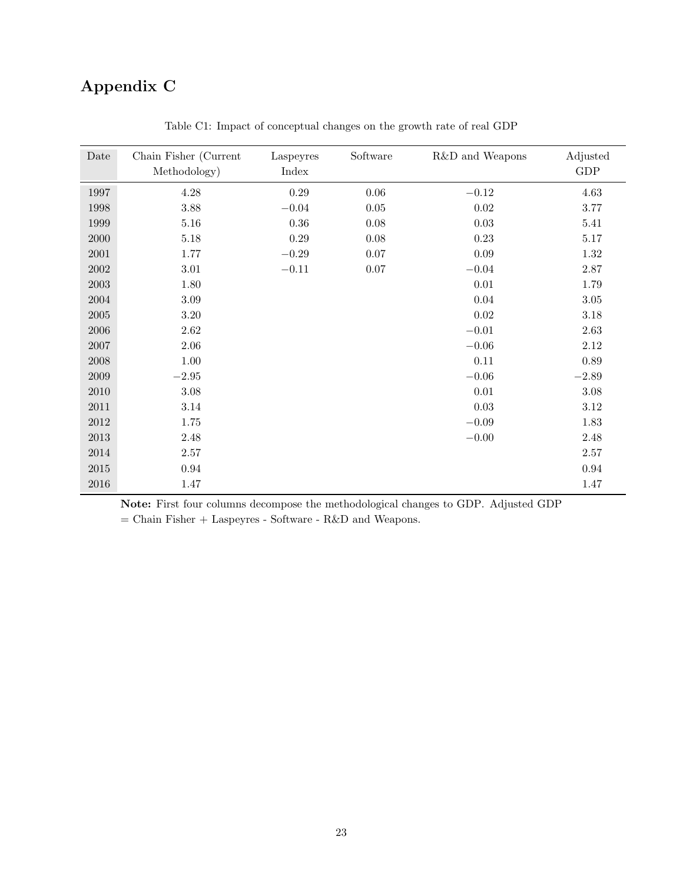# Appendix C

Table C1: Impact of conceptual changes on the growth rate of real GDP

| Date | Chain Fisher (Current Methodology) | Laspeyres Index | Software | R&D and Weapons | Adjusted GDP |
|---|---|---|---|---|---|
| 1997 | 4.28 | 0.29 | 0.06 | −0.12 | 4.63 |
| 1998 | 3.88 | −0.04 | 0.05 | 0.02 | 3.77 |
| 1999 | 5.16 | 0.36 | 0.08 | 0.03 | 5.41 |
| 2000 | 5.18 | 0.29 | 0.08 | 0.23 | 5.17 |
| 2001 | 1.77 | −0.29 | 0.07 | 0.09 | 1.32 |
| 2002 | 3.01 | −0.11 | 0.07 | −0.04 | 2.87 |
| 2003 | 1.80 | | | 0.01 | 1.79 |
| 2004 | 3.09 | | | 0.04 | 3.05 |
| 2005 | 3.20 | | | 0.02 | 3.18 |
| 2006 | 2.62 | | | −0.01 | 2.63 |
| 2007 | 2.06 | | | −0.06 | 2.12 |
| 2008 | 1.00 | | | 0.11 | 0.89 |
| 2009 | −2.95 | | | −0.06 | −2.89 |
| 2010 | 3.08 | | | 0.01 | 3.08 |
| 2011 | 3.14 | | | 0.03 | 3.12 |
| 2012 | 1.75 | | | −0.09 | 1.83 |
| 2013 | 2.48 | | | −0.00 | 2.48 |
| 2014 | 2.57 | | | | 2.57 |
| 2015 | 0.94 | | | | 0.94 |
| 2016 | 1.47 | | | | 1.47 |

**Note:** First four columns decompose the methodological changes to GDP. Adjusted GDP = Chain Fisher + Laspeyres - Software - R&D and Weapons.